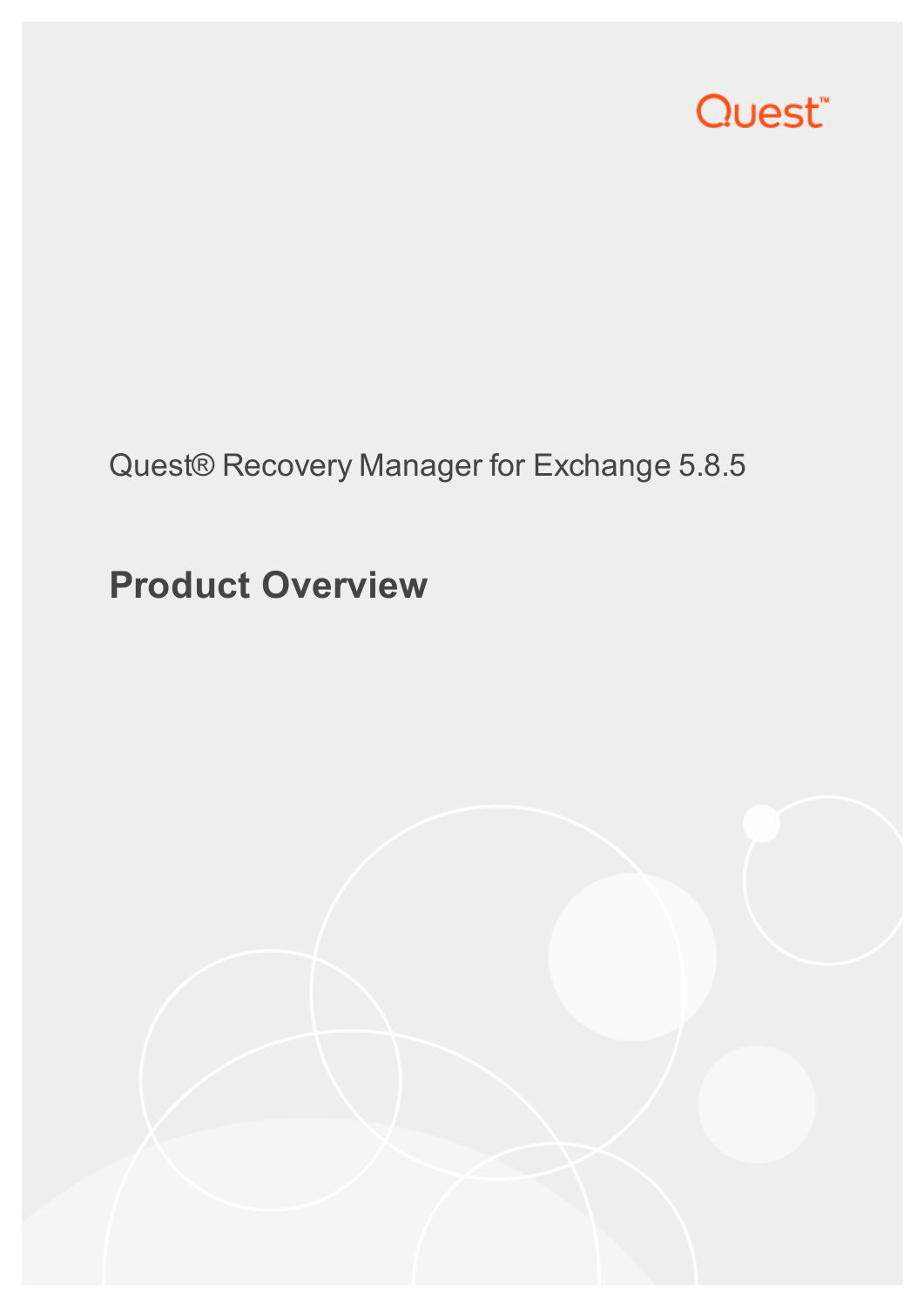Quest

Quest® Recovery Manager for Exchange 5.8.5

# Product Overview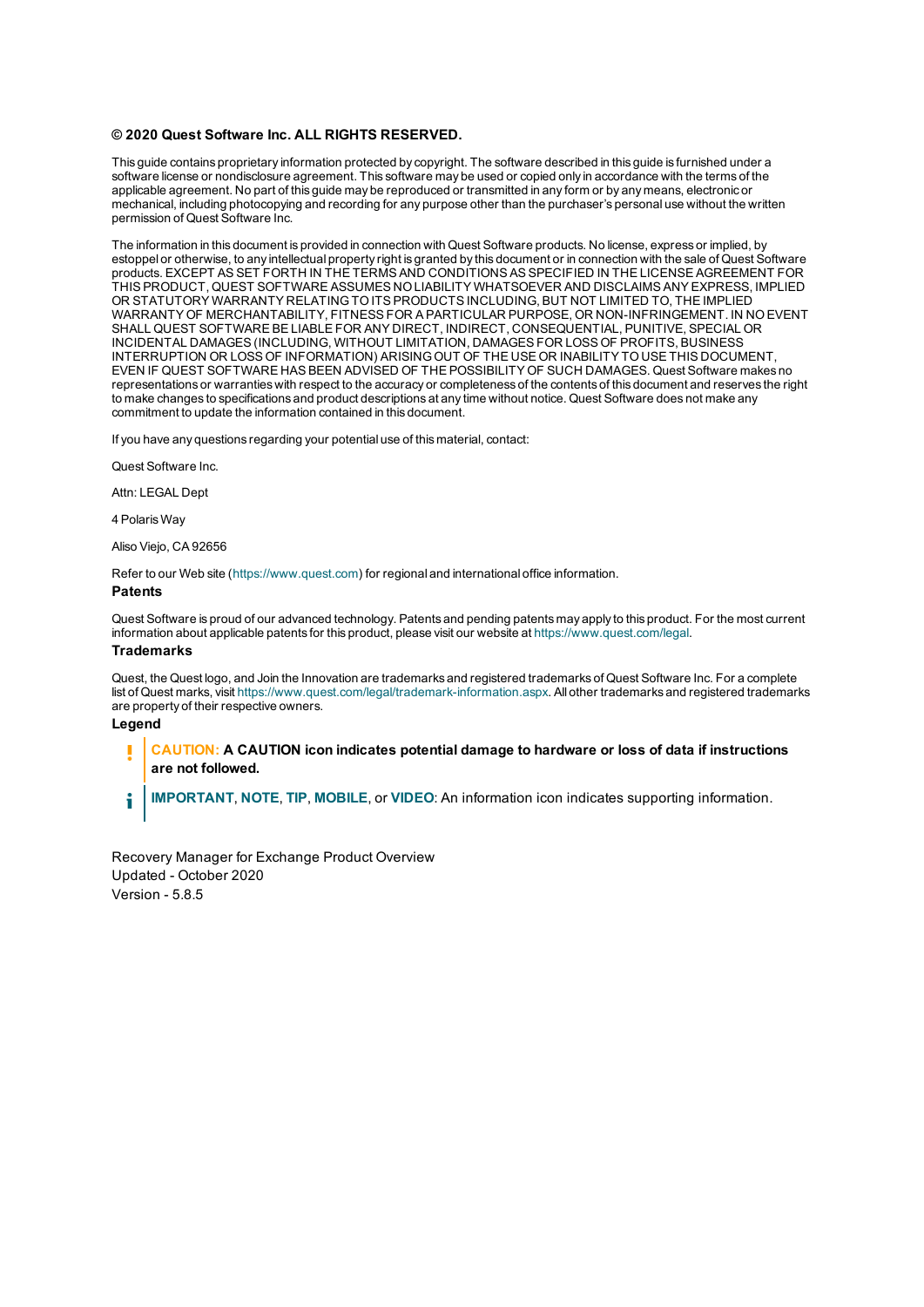**© 2020 Quest Software Inc. ALL RIGHTS RESERVED.**

This guide contains proprietary information protected by copyright. The software described in this guide is furnished under a software license or nondisclosure agreement. This software may be used or copied only in accordance with the terms of the applicable agreement. No part of this guide may be reproduced or transmitted in any form or by any means, electronic or mechanical, including photocopying and recording for any purpose other than the purchaser's personal use without the written permission of Quest Software Inc.

The information in this document is provided in connection with Quest Software products. No license, express or implied, by estoppel or otherwise, to any intellectual property right is granted by this document or in connection with the sale of Quest Software products. EXCEPT AS SET FORTH IN THE TERMS AND CONDITIONS AS SPECIFIED IN THE LICENSE AGREEMENT FOR THIS PRODUCT, QUEST SOFTWARE ASSUMES NO LIABILITY WHATSOEVER AND DISCLAIMS ANY EXPRESS, IMPLIED OR STATUTORY WARRANTY RELATING TO ITS PRODUCTS INCLUDING, BUT NOT LIMITED TO, THE IMPLIED WARRANTY OF MERCHANTABILITY, FITNESS FOR A PARTICULAR PURPOSE, OR NON-INFRINGEMENT. IN NO EVENT SHALL QUEST SOFTWARE BE LIABLE FOR ANY DIRECT, INDIRECT, CONSEQUENTIAL, PUNITIVE, SPECIAL OR INCIDENTAL DAMAGES (INCLUDING, WITHOUT LIMITATION, DAMAGES FOR LOSS OF PROFITS, BUSINESS INTERRUPTION OR LOSS OF INFORMATION) ARISING OUT OF THE USE OR INABILITY TO USE THIS DOCUMENT, EVEN IF QUEST SOFTWARE HAS BEEN ADVISED OF THE POSSIBILITY OF SUCH DAMAGES. Quest Software makes no representations or warranties with respect to the accuracy or completeness of the contents of this document and reserves the right to make changes to specifications and product descriptions at any time without notice. Quest Software does not make any commitment to update the information contained in this document.

If you have any questions regarding your potential use of this material, contact:

Quest Software Inc.

Attn: LEGAL Dept

4 Polaris Way

Aliso Viejo, CA 92656

Refer to our Web site (https://www.quest.com) for regional and international office information.

### Patents

Quest Software is proud of our advanced technology. Patents and pending patents may apply to this product. For the most current information about applicable patents for this product, please visit our website at https://www.quest.com/legal.

### Trademarks

Quest, the Quest logo, and Join the Innovation are trademarks and registered trademarks of Quest Software Inc. For a complete list of Quest marks, visit https://www.quest.com/legal/trademark-information.aspx. All other trademarks and registered trademarks are property of their respective owners.

### Legend

**CAUTION: A CAUTION icon indicates potential damage to hardware or loss of data if instructions are not followed.**

**IMPORTANT**, **NOTE**, **TIP**, **MOBILE**, or **VIDEO**: An information icon indicates supporting information.

Recovery Manager for Exchange Product Overview
Updated - October 2020
Version - 5.8.5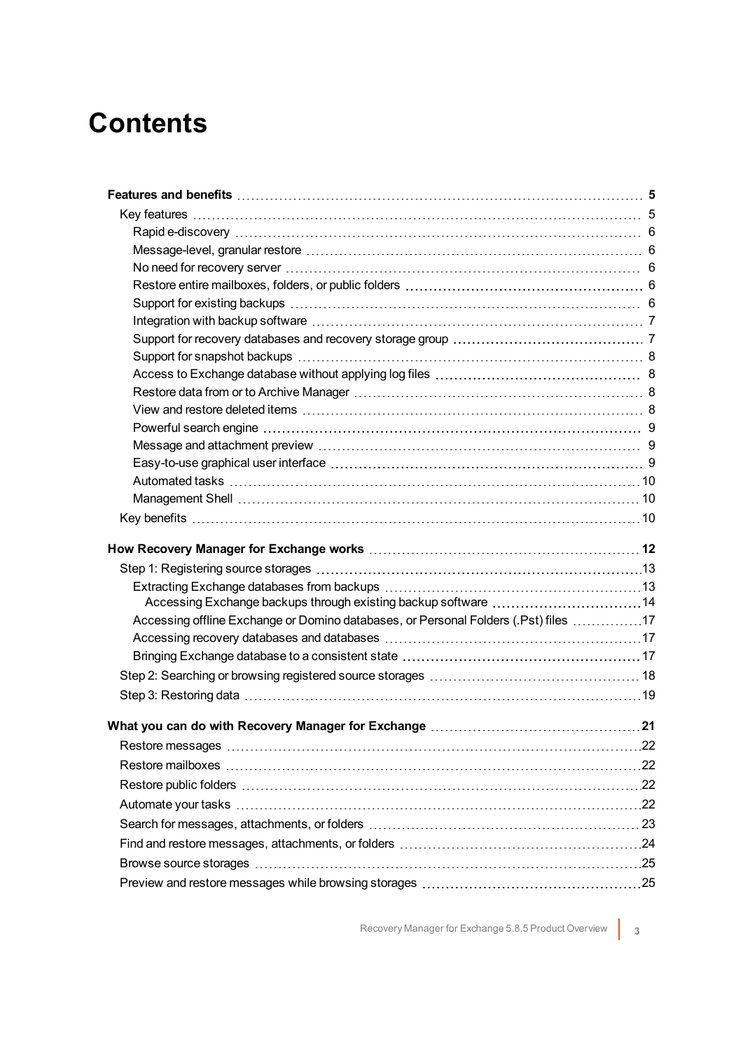# Contents

**Features and benefits** 5

- Key features 5
  - Rapid e-discovery 6
  - Message-level, granular restore 6
  - No need for recovery server 6
  - Restore entire mailboxes, folders, or public folders 6
  - Support for existing backups 6
  - Integration with backup software 7
  - Support for recovery databases and recovery storage group 7
  - Support for snapshot backups 8
  - Access to Exchange database without applying log files 8
  - Restore data from or to Archive Manager 8
  - View and restore deleted items 8
  - Powerful search engine 9
  - Message and attachment preview 9
  - Easy-to-use graphical user interface 9
  - Automated tasks 10
  - Management Shell 10
- Key benefits 10

**How Recovery Manager for Exchange works** 12

- Step 1: Registering source storages 13
  - Extracting Exchange databases from backups 13
    - Accessing Exchange backups through existing backup software 14
  - Accessing offline Exchange or Domino databases, or Personal Folders (.Pst) files 17
  - Accessing recovery databases and databases 17
  - Bringing Exchange database to a consistent state 17
- Step 2: Searching or browsing registered source storages 18
- Step 3: Restoring data 19

**What you can do with Recovery Manager for Exchange** 21

- Restore messages 22
- Restore mailboxes 22
- Restore public folders 22
- Automate your tasks 22
- Search for messages, attachments, or folders 23
- Find and restore messages, attachments, or folders 24
- Browse source storages 25
- Preview and restore messages while browsing storages 25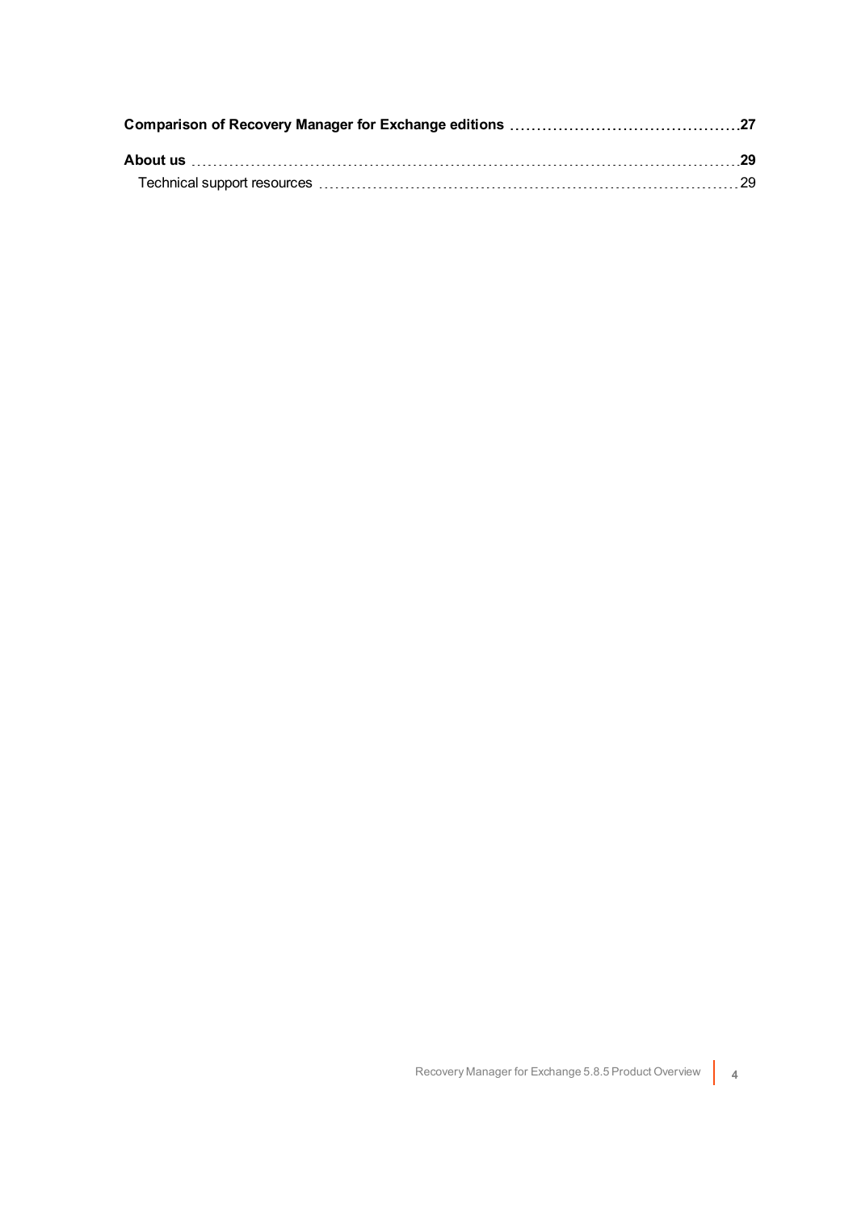**Comparison of Recovery Manager for Exchange editions** 27

**About us** 29

Technical support resources 29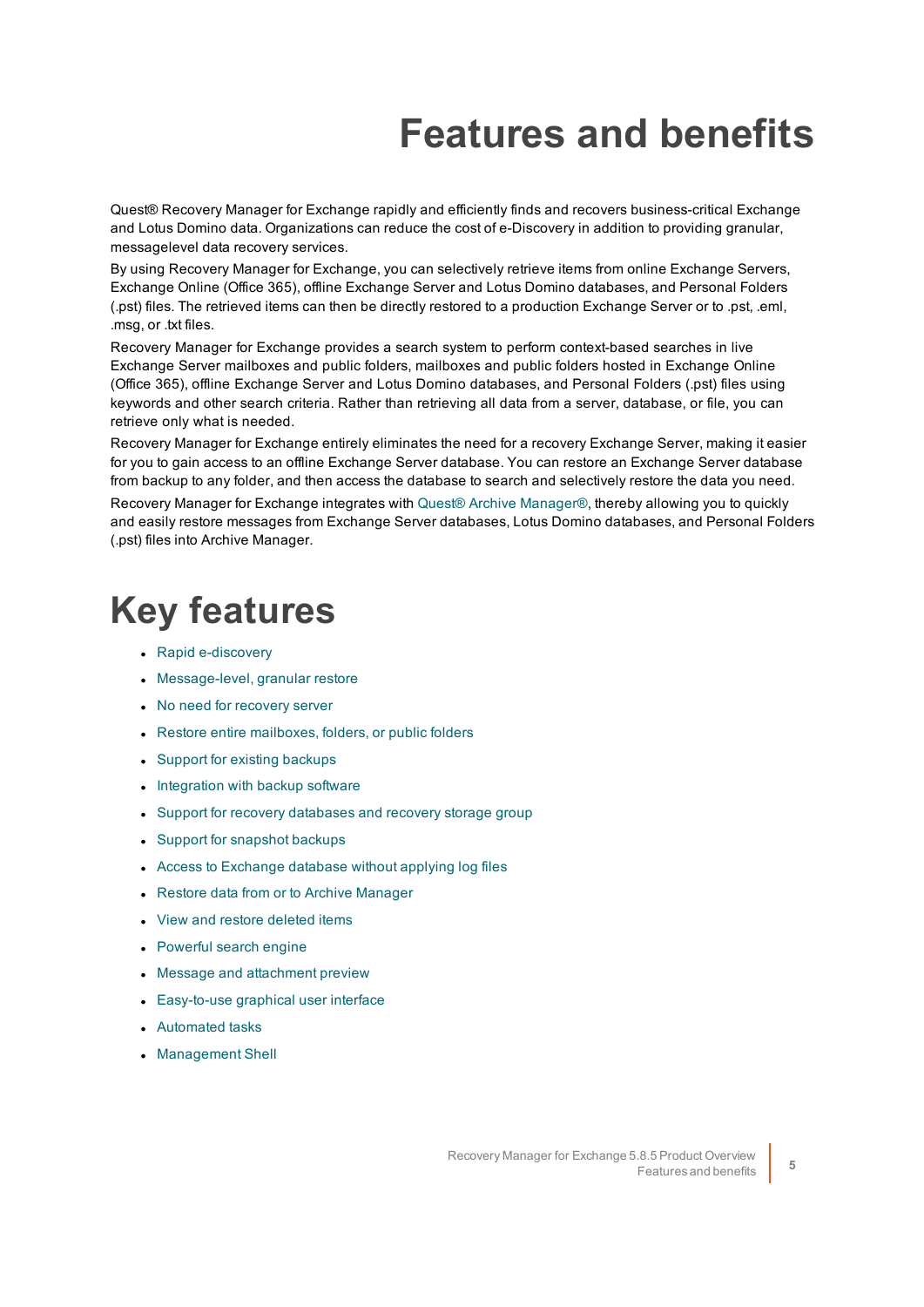# Features and benefits

Quest® Recovery Manager for Exchange rapidly and efficiently finds and recovers business-critical Exchange and Lotus Domino data. Organizations can reduce the cost of e-Discovery in addition to providing granular, messagelevel data recovery services.

By using Recovery Manager for Exchange, you can selectively retrieve items from online Exchange Servers, Exchange Online (Office 365), offline Exchange Server and Lotus Domino databases, and Personal Folders (.pst) files. The retrieved items can then be directly restored to a production Exchange Server or to .pst, .eml, .msg, or .txt files.

Recovery Manager for Exchange provides a search system to perform context-based searches in live Exchange Server mailboxes and public folders, mailboxes and public folders hosted in Exchange Online (Office 365), offline Exchange Server and Lotus Domino databases, and Personal Folders (.pst) files using keywords and other search criteria. Rather than retrieving all data from a server, database, or file, you can retrieve only what is needed.

Recovery Manager for Exchange entirely eliminates the need for a recovery Exchange Server, making it easier for you to gain access to an offline Exchange Server database. You can restore an Exchange Server database from backup to any folder, and then access the database to search and selectively restore the data you need.

Recovery Manager for Exchange integrates with Quest® Archive Manager®, thereby allowing you to quickly and easily restore messages from Exchange Server databases, Lotus Domino databases, and Personal Folders (.pst) files into Archive Manager.

# Key features

- Rapid e-discovery
- Message-level, granular restore
- No need for recovery server
- Restore entire mailboxes, folders, or public folders
- Support for existing backups
- Integration with backup software
- Support for recovery databases and recovery storage group
- Support for snapshot backups
- Access to Exchange database without applying log files
- Restore data from or to Archive Manager
- View and restore deleted items
- Powerful search engine
- Message and attachment preview
- Easy-to-use graphical user interface
- Automated tasks
- Management Shell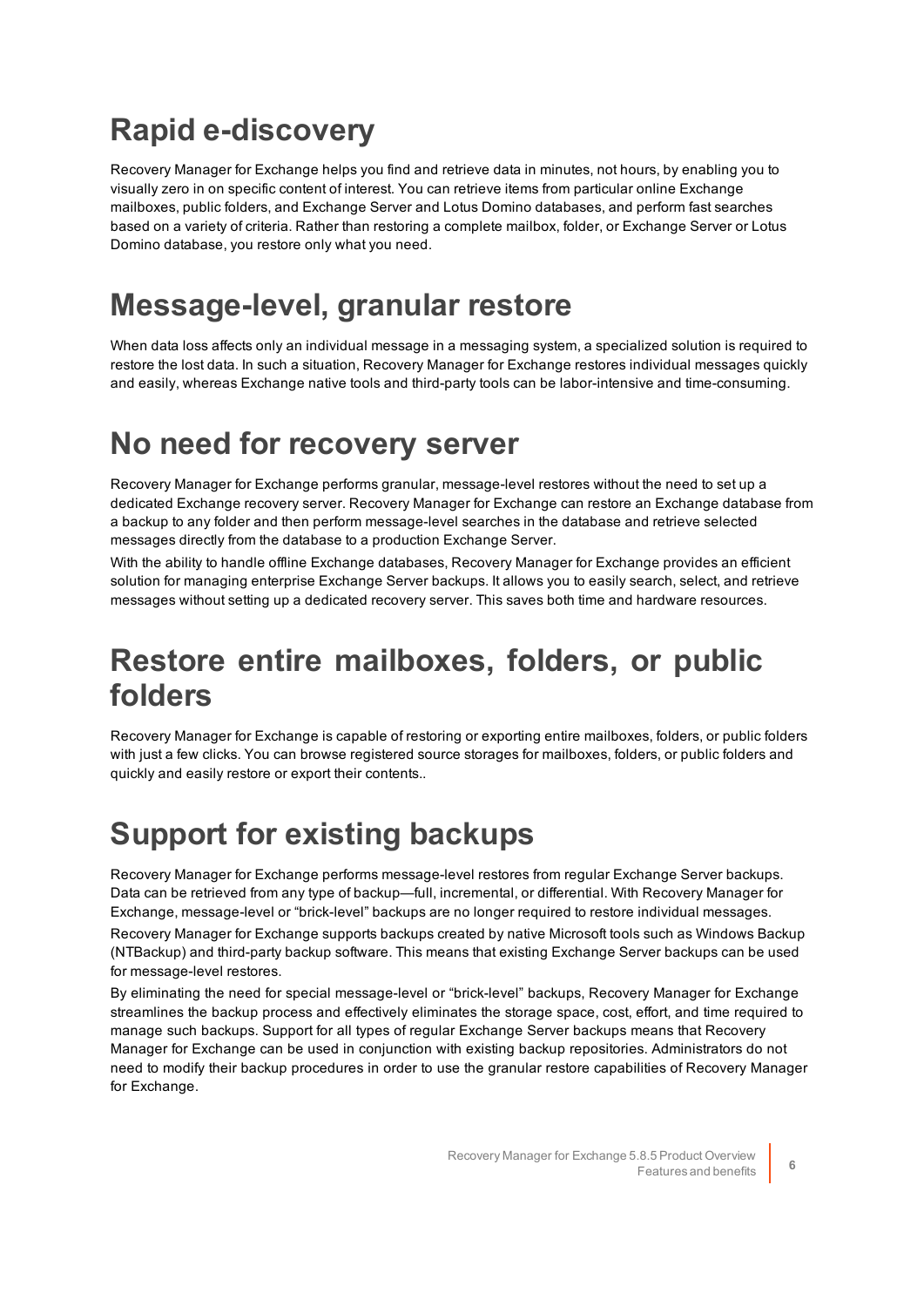# Rapid e-discovery

Recovery Manager for Exchange helps you find and retrieve data in minutes, not hours, by enabling you to visually zero in on specific content of interest. You can retrieve items from particular online Exchange mailboxes, public folders, and Exchange Server and Lotus Domino databases, and perform fast searches based on a variety of criteria. Rather than restoring a complete mailbox, folder, or Exchange Server or Lotus Domino database, you restore only what you need.

# Message-level, granular restore

When data loss affects only an individual message in a messaging system, a specialized solution is required to restore the lost data. In such a situation, Recovery Manager for Exchange restores individual messages quickly and easily, whereas Exchange native tools and third-party tools can be labor-intensive and time-consuming.

# No need for recovery server

Recovery Manager for Exchange performs granular, message-level restores without the need to set up a dedicated Exchange recovery server. Recovery Manager for Exchange can restore an Exchange database from a backup to any folder and then perform message-level searches in the database and retrieve selected messages directly from the database to a production Exchange Server.

With the ability to handle offline Exchange databases, Recovery Manager for Exchange provides an efficient solution for managing enterprise Exchange Server backups. It allows you to easily search, select, and retrieve messages without setting up a dedicated recovery server. This saves both time and hardware resources.

# Restore entire mailboxes, folders, or public folders

Recovery Manager for Exchange is capable of restoring or exporting entire mailboxes, folders, or public folders with just a few clicks. You can browse registered source storages for mailboxes, folders, or public folders and quickly and easily restore or export their contents..

# Support for existing backups

Recovery Manager for Exchange performs message-level restores from regular Exchange Server backups. Data can be retrieved from any type of backup—full, incremental, or differential. With Recovery Manager for Exchange, message-level or "brick-level" backups are no longer required to restore individual messages.

Recovery Manager for Exchange supports backups created by native Microsoft tools such as Windows Backup (NTBackup) and third-party backup software. This means that existing Exchange Server backups can be used for message-level restores.

By eliminating the need for special message-level or "brick-level" backups, Recovery Manager for Exchange streamlines the backup process and effectively eliminates the storage space, cost, effort, and time required to manage such backups. Support for all types of regular Exchange Server backups means that Recovery Manager for Exchange can be used in conjunction with existing backup repositories. Administrators do not need to modify their backup procedures in order to use the granular restore capabilities of Recovery Manager for Exchange.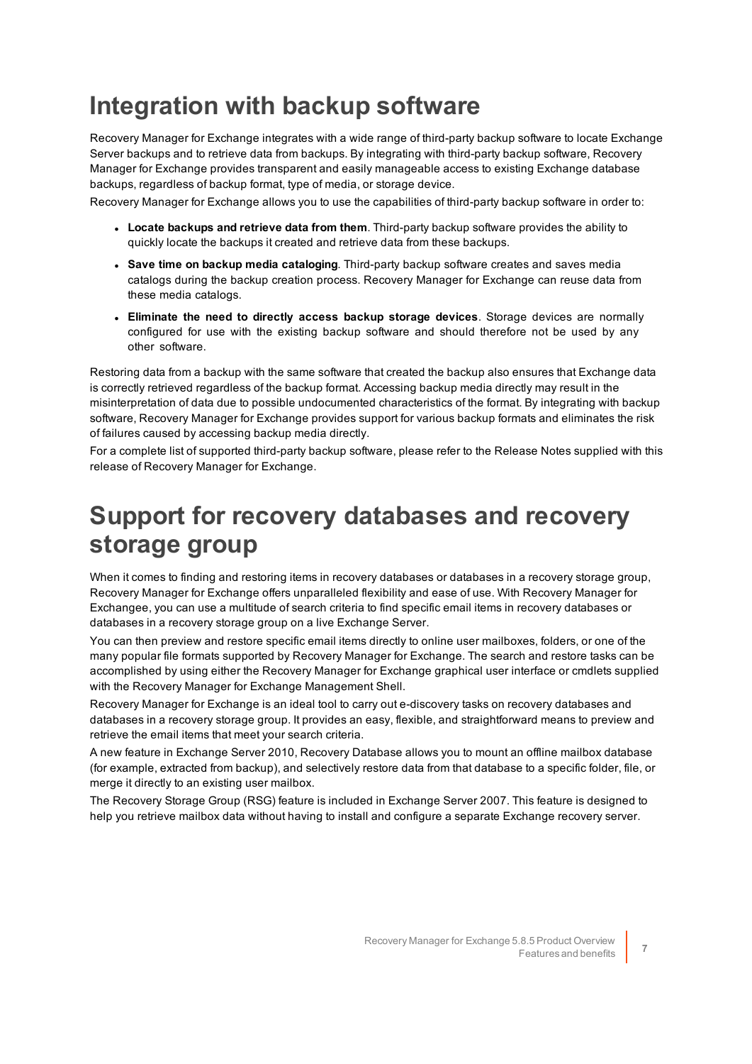# Integration with backup software

Recovery Manager for Exchange integrates with a wide range of third-party backup software to locate Exchange Server backups and to retrieve data from backups. By integrating with third-party backup software, Recovery Manager for Exchange provides transparent and easily manageable access to existing Exchange database backups, regardless of backup format, type of media, or storage device.

Recovery Manager for Exchange allows you to use the capabilities of third-party backup software in order to:

- **Locate backups and retrieve data from them**. Third-party backup software provides the ability to quickly locate the backups it created and retrieve data from these backups.
- **Save time on backup media cataloging**. Third-party backup software creates and saves media catalogs during the backup creation process. Recovery Manager for Exchange can reuse data from these media catalogs.
- **Eliminate the need to directly access backup storage devices**. Storage devices are normally configured for use with the existing backup software and should therefore not be used by any other software.

Restoring data from a backup with the same software that created the backup also ensures that Exchange data is correctly retrieved regardless of the backup format. Accessing backup media directly may result in the misinterpretation of data due to possible undocumented characteristics of the format. By integrating with backup software, Recovery Manager for Exchange provides support for various backup formats and eliminates the risk of failures caused by accessing backup media directly.

For a complete list of supported third-party backup software, please refer to the Release Notes supplied with this release of Recovery Manager for Exchange.

# Support for recovery databases and recovery storage group

When it comes to finding and restoring items in recovery databases or databases in a recovery storage group, Recovery Manager for Exchange offers unparalleled flexibility and ease of use. With Recovery Manager for Exchangee, you can use a multitude of search criteria to find specific email items in recovery databases or databases in a recovery storage group on a live Exchange Server.

You can then preview and restore specific email items directly to online user mailboxes, folders, or one of the many popular file formats supported by Recovery Manager for Exchange. The search and restore tasks can be accomplished by using either the Recovery Manager for Exchange graphical user interface or cmdlets supplied with the Recovery Manager for Exchange Management Shell.

Recovery Manager for Exchange is an ideal tool to carry out e-discovery tasks on recovery databases and databases in a recovery storage group. It provides an easy, flexible, and straightforward means to preview and retrieve the email items that meet your search criteria.

A new feature in Exchange Server 2010, Recovery Database allows you to mount an offline mailbox database (for example, extracted from backup), and selectively restore data from that database to a specific folder, file, or merge it directly to an existing user mailbox.

The Recovery Storage Group (RSG) feature is included in Exchange Server 2007. This feature is designed to help you retrieve mailbox data without having to install and configure a separate Exchange recovery server.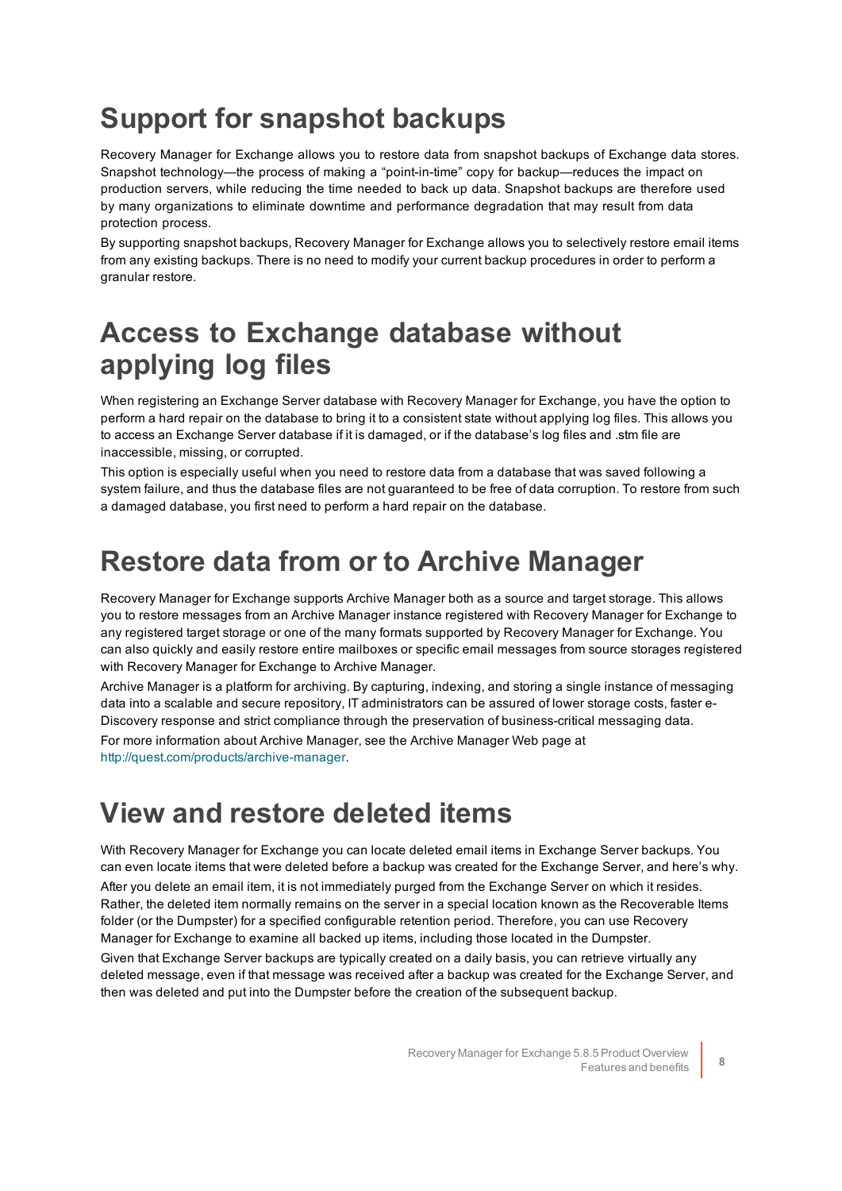# Support for snapshot backups

Recovery Manager for Exchange allows you to restore data from snapshot backups of Exchange data stores. Snapshot technology—the process of making a "point-in-time" copy for backup—reduces the impact on production servers, while reducing the time needed to back up data. Snapshot backups are therefore used by many organizations to eliminate downtime and performance degradation that may result from data protection process.

By supporting snapshot backups, Recovery Manager for Exchange allows you to selectively restore email items from any existing backups. There is no need to modify your current backup procedures in order to perform a granular restore.

# Access to Exchange database without applying log files

When registering an Exchange Server database with Recovery Manager for Exchange, you have the option to perform a hard repair on the database to bring it to a consistent state without applying log files. This allows you to access an Exchange Server database if it is damaged, or if the database's log files and .stm file are inaccessible, missing, or corrupted.

This option is especially useful when you need to restore data from a database that was saved following a system failure, and thus the database files are not guaranteed to be free of data corruption. To restore from such a damaged database, you first need to perform a hard repair on the database.

# Restore data from or to Archive Manager

Recovery Manager for Exchange supports Archive Manager both as a source and target storage. This allows you to restore messages from an Archive Manager instance registered with Recovery Manager for Exchange to any registered target storage or one of the many formats supported by Recovery Manager for Exchange. You can also quickly and easily restore entire mailboxes or specific email messages from source storages registered with Recovery Manager for Exchange to Archive Manager.

Archive Manager is a platform for archiving. By capturing, indexing, and storing a single instance of messaging data into a scalable and secure repository, IT administrators can be assured of lower storage costs, faster e-Discovery response and strict compliance through the preservation of business-critical messaging data.

For more information about Archive Manager, see the Archive Manager Web page at http://quest.com/products/archive-manager.

# View and restore deleted items

With Recovery Manager for Exchange you can locate deleted email items in Exchange Server backups. You can even locate items that were deleted before a backup was created for the Exchange Server, and here's why.

After you delete an email item, it is not immediately purged from the Exchange Server on which it resides. Rather, the deleted item normally remains on the server in a special location known as the Recoverable Items folder (or the Dumpster) for a specified configurable retention period. Therefore, you can use Recovery Manager for Exchange to examine all backed up items, including those located in the Dumpster.

Given that Exchange Server backups are typically created on a daily basis, you can retrieve virtually any deleted message, even if that message was received after a backup was created for the Exchange Server, and then was deleted and put into the Dumpster before the creation of the subsequent backup.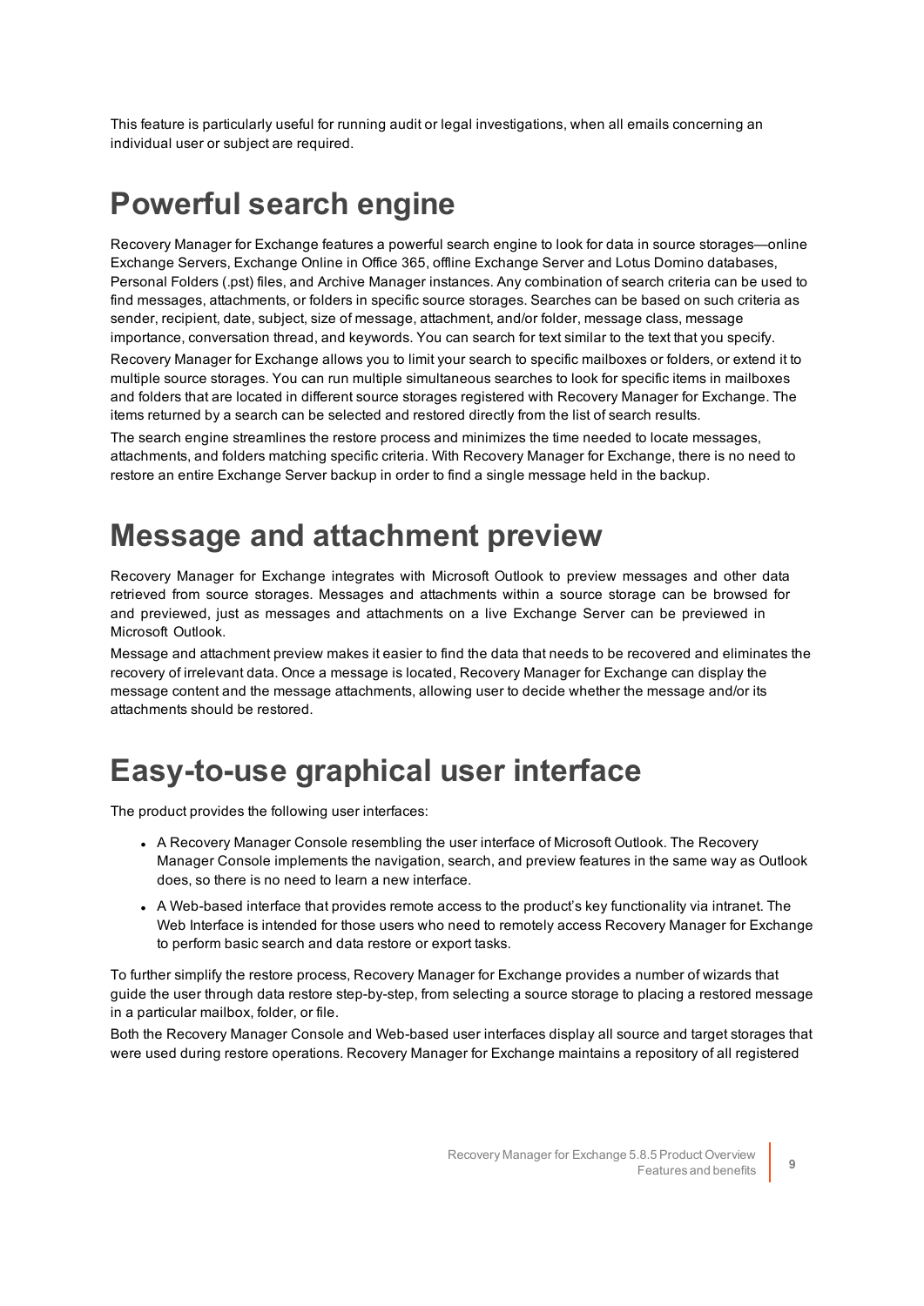This feature is particularly useful for running audit or legal investigations, when all emails concerning an individual user or subject are required.

# Powerful search engine

Recovery Manager for Exchange features a powerful search engine to look for data in source storages—online Exchange Servers, Exchange Online in Office 365, offline Exchange Server and Lotus Domino databases, Personal Folders (.pst) files, and Archive Manager instances. Any combination of search criteria can be used to find messages, attachments, or folders in specific source storages. Searches can be based on such criteria as sender, recipient, date, subject, size of message, attachment, and/or folder, message class, message importance, conversation thread, and keywords. You can search for text similar to the text that you specify.

Recovery Manager for Exchange allows you to limit your search to specific mailboxes or folders, or extend it to multiple source storages. You can run multiple simultaneous searches to look for specific items in mailboxes and folders that are located in different source storages registered with Recovery Manager for Exchange. The items returned by a search can be selected and restored directly from the list of search results.

The search engine streamlines the restore process and minimizes the time needed to locate messages, attachments, and folders matching specific criteria. With Recovery Manager for Exchange, there is no need to restore an entire Exchange Server backup in order to find a single message held in the backup.

# Message and attachment preview

Recovery Manager for Exchange integrates with Microsoft Outlook to preview messages and other data retrieved from source storages. Messages and attachments within a source storage can be browsed for and previewed, just as messages and attachments on a live Exchange Server can be previewed in Microsoft Outlook.

Message and attachment preview makes it easier to find the data that needs to be recovered and eliminates the recovery of irrelevant data. Once a message is located, Recovery Manager for Exchange can display the message content and the message attachments, allowing user to decide whether the message and/or its attachments should be restored.

# Easy-to-use graphical user interface

The product provides the following user interfaces:

- A Recovery Manager Console resembling the user interface of Microsoft Outlook. The Recovery Manager Console implements the navigation, search, and preview features in the same way as Outlook does, so there is no need to learn a new interface.
- A Web-based interface that provides remote access to the product's key functionality via intranet. The Web Interface is intended for those users who need to remotely access Recovery Manager for Exchange to perform basic search and data restore or export tasks.

To further simplify the restore process, Recovery Manager for Exchange provides a number of wizards that guide the user through data restore step-by-step, from selecting a source storage to placing a restored message in a particular mailbox, folder, or file.

Both the Recovery Manager Console and Web-based user interfaces display all source and target storages that were used during restore operations. Recovery Manager for Exchange maintains a repository of all registered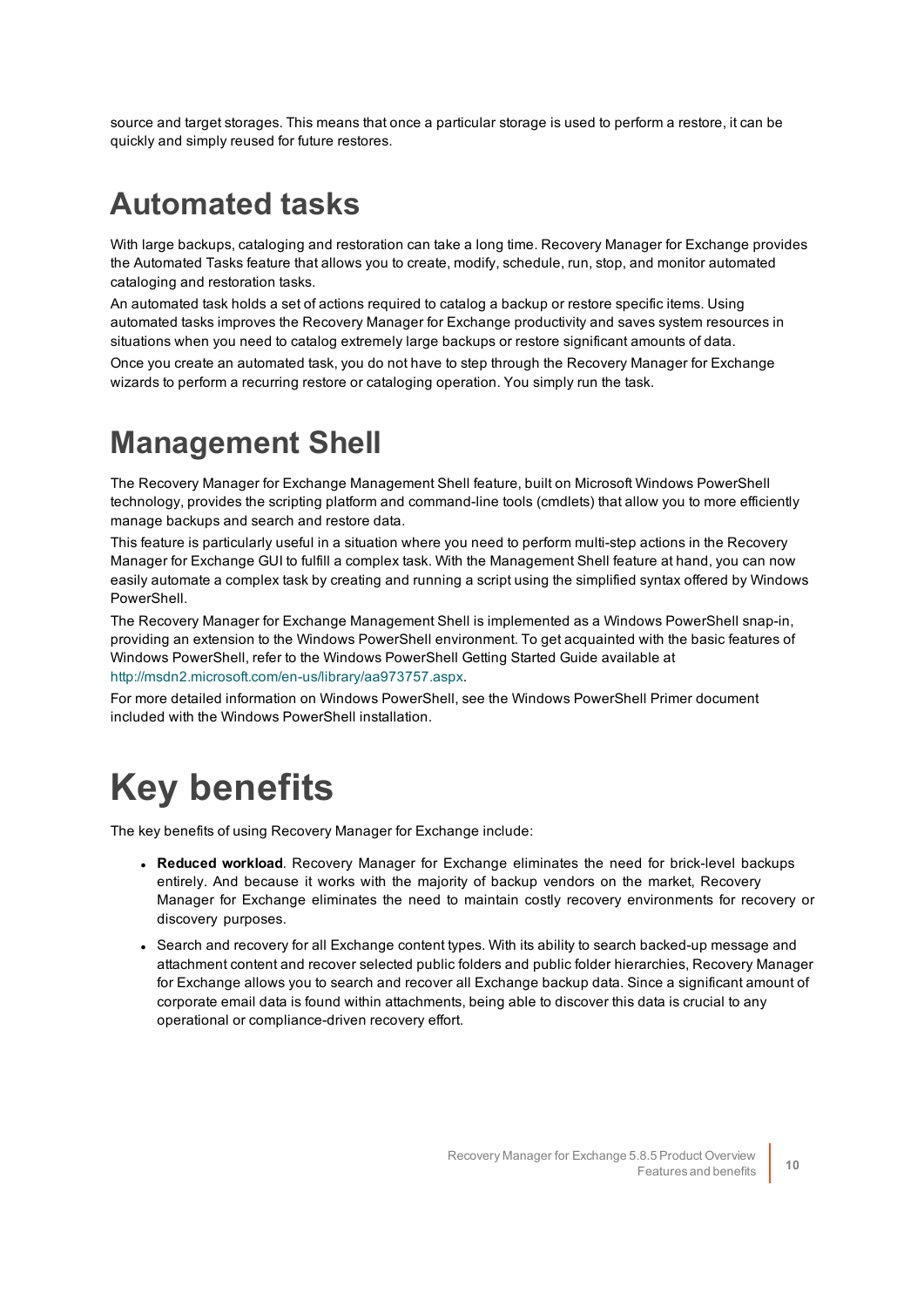source and target storages. This means that once a particular storage is used to perform a restore, it can be quickly and simply reused for future restores.

## Automated tasks

With large backups, cataloging and restoration can take a long time. Recovery Manager for Exchange provides the Automated Tasks feature that allows you to create, modify, schedule, run, stop, and monitor automated cataloging and restoration tasks.

An automated task holds a set of actions required to catalog a backup or restore specific items. Using automated tasks improves the Recovery Manager for Exchange productivity and saves system resources in situations when you need to catalog extremely large backups or restore significant amounts of data.

Once you create an automated task, you do not have to step through the Recovery Manager for Exchange wizards to perform a recurring restore or cataloging operation. You simply run the task.

## Management Shell

The Recovery Manager for Exchange Management Shell feature, built on Microsoft Windows PowerShell technology, provides the scripting platform and command-line tools (cmdlets) that allow you to more efficiently manage backups and search and restore data.

This feature is particularly useful in a situation where you need to perform multi-step actions in the Recovery Manager for Exchange GUI to fulfill a complex task. With the Management Shell feature at hand, you can now easily automate a complex task by creating and running a script using the simplified syntax offered by Windows PowerShell.

The Recovery Manager for Exchange Management Shell is implemented as a Windows PowerShell snap-in, providing an extension to the Windows PowerShell environment. To get acquainted with the basic features of Windows PowerShell, refer to the Windows PowerShell Getting Started Guide available at http://msdn2.microsoft.com/en-us/library/aa973757.aspx.

For more detailed information on Windows PowerShell, see the Windows PowerShell Primer document included with the Windows PowerShell installation.

# Key benefits

The key benefits of using Recovery Manager for Exchange include:

- **Reduced workload**. Recovery Manager for Exchange eliminates the need for brick-level backups entirely. And because it works with the majority of backup vendors on the market, Recovery Manager for Exchange eliminates the need to maintain costly recovery environments for recovery or discovery purposes.
- Search and recovery for all Exchange content types. With its ability to search backed-up message and attachment content and recover selected public folders and public folder hierarchies, Recovery Manager for Exchange allows you to search and recover all Exchange backup data. Since a significant amount of corporate email data is found within attachments, being able to discover this data is crucial to any operational or compliance-driven recovery effort.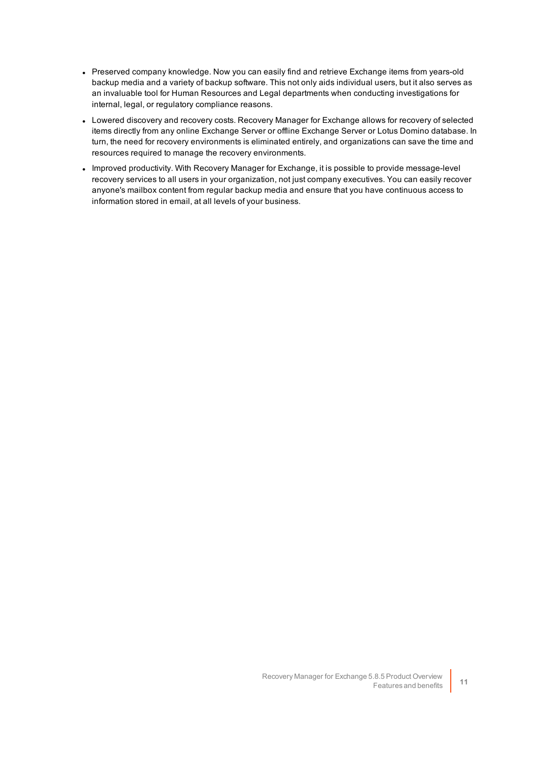- Preserved company knowledge. Now you can easily find and retrieve Exchange items from years-old backup media and a variety of backup software. This not only aids individual users, but it also serves as an invaluable tool for Human Resources and Legal departments when conducting investigations for internal, legal, or regulatory compliance reasons.
- Lowered discovery and recovery costs. Recovery Manager for Exchange allows for recovery of selected items directly from any online Exchange Server or offline Exchange Server or Lotus Domino database. In turn, the need for recovery environments is eliminated entirely, and organizations can save the time and resources required to manage the recovery environments.
- Improved productivity. With Recovery Manager for Exchange, it is possible to provide message-level recovery services to all users in your organization, not just company executives. You can easily recover anyone's mailbox content from regular backup media and ensure that you have continuous access to information stored in email, at all levels of your business.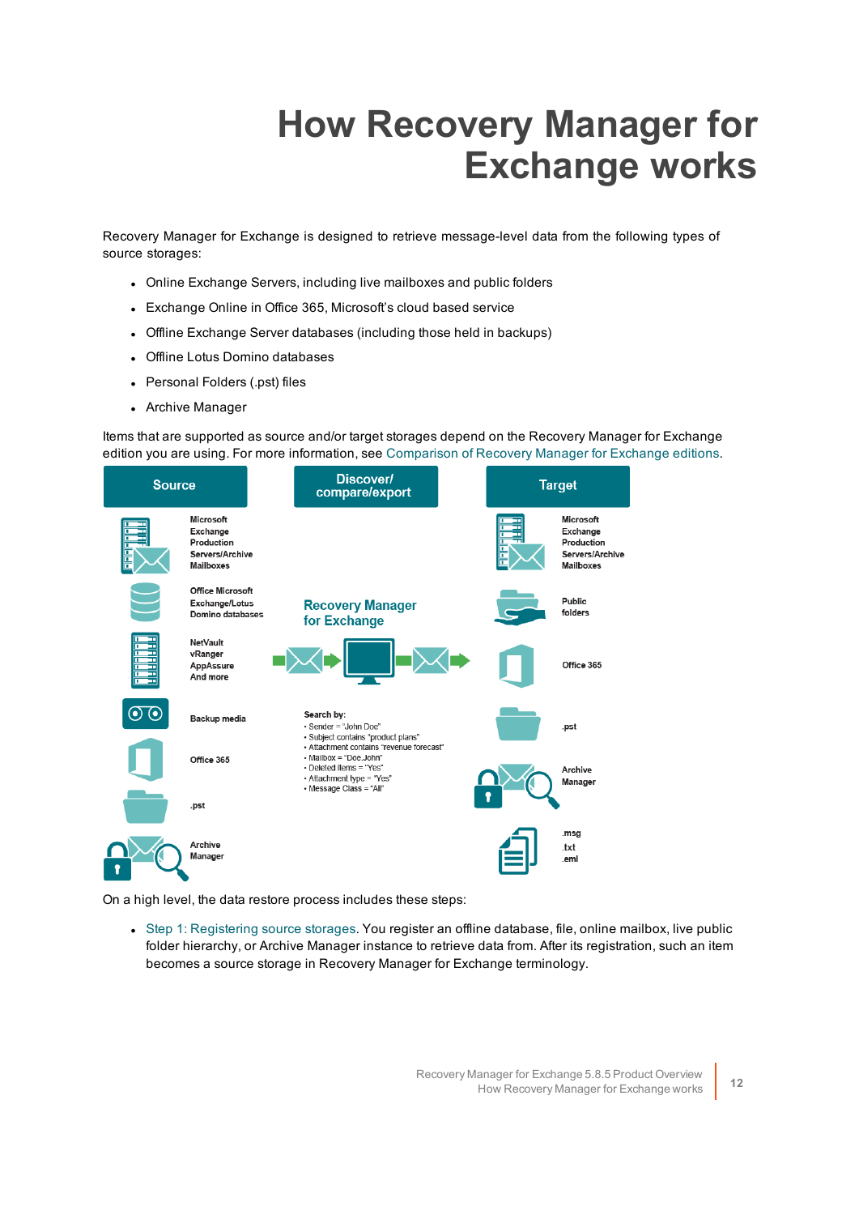# How Recovery Manager for Exchange works

Recovery Manager for Exchange is designed to retrieve message-level data from the following types of source storages:

- Online Exchange Servers, including live mailboxes and public folders
- Exchange Online in Office 365, Microsoft's cloud based service
- Offline Exchange Server databases (including those held in backups)
- Offline Lotus Domino databases
- Personal Folders (.pst) files
- Archive Manager

Items that are supported as source and/or target storages depend on the Recovery Manager for Exchange edition you are using. For more information, see Comparison of Recovery Manager for Exchange editions.

| Source | Discover/ compare/export | Target |
|---|---|---|
| Microsoft Exchange Production Servers/Archive Mailboxes | Recovery Manager for Exchange | Microsoft Exchange Production Servers/Archive Mailboxes |
| Office Microsoft Exchange/Lotus Domino databases | | Public folders |
| NetVault vRanger AppAssure And more | | Office 365 |
| Backup media | Search by: <br>• Sender = "John Doe" <br>• Subject contains "product plans" <br>• Attachment contains "revenue forecast" <br>• Mailbox = "Doe.John" <br>• Deleted items = "Yes" <br>• Attachment type = "Yes" <br>• Message Class = "All" | .pst |
| Office 365 | | Archive Manager |
| .pst | | .msg .txt .eml |
| Archive Manager | | |

On a high level, the data restore process includes these steps:

- Step 1: Registering source storages. You register an offline database, file, online mailbox, live public folder hierarchy, or Archive Manager instance to retrieve data from. After its registration, such an item becomes a source storage in Recovery Manager for Exchange terminology.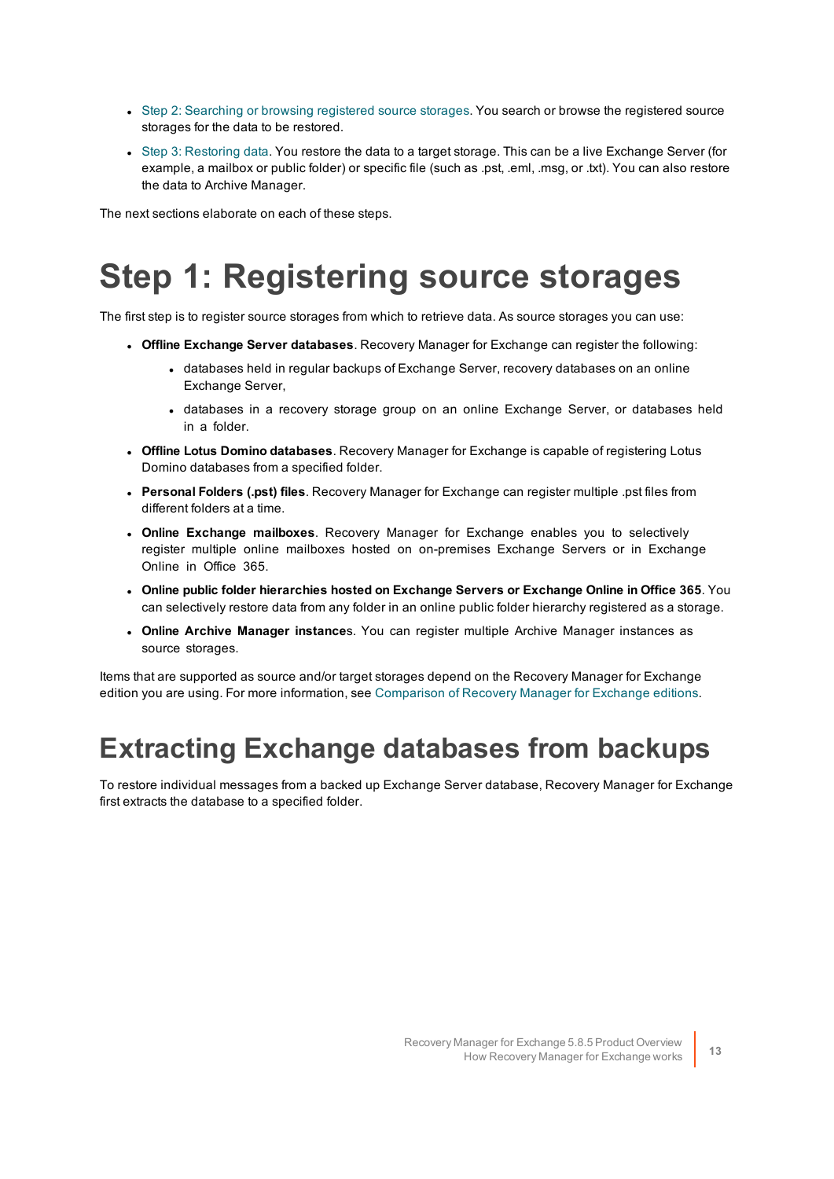- Step 2: Searching or browsing registered source storages. You search or browse the registered source storages for the data to be restored.
- Step 3: Restoring data. You restore the data to a target storage. This can be a live Exchange Server (for example, a mailbox or public folder) or specific file (such as .pst, .eml, .msg, or .txt). You can also restore the data to Archive Manager.

The next sections elaborate on each of these steps.

# Step 1: Registering source storages

The first step is to register source storages from which to retrieve data. As source storages you can use:

- **Offline Exchange Server databases**. Recovery Manager for Exchange can register the following:
  - databases held in regular backups of Exchange Server, recovery databases on an online Exchange Server,
  - databases in a recovery storage group on an online Exchange Server, or databases held in a folder.
- **Offline Lotus Domino databases**. Recovery Manager for Exchange is capable of registering Lotus Domino databases from a specified folder.
- **Personal Folders (.pst) files**. Recovery Manager for Exchange can register multiple .pst files from different folders at a time.
- **Online Exchange mailboxes**. Recovery Manager for Exchange enables you to selectively register multiple online mailboxes hosted on on-premises Exchange Servers or in Exchange Online in Office 365.
- **Online public folder hierarchies hosted on Exchange Servers or Exchange Online in Office 365**. You can selectively restore data from any folder in an online public folder hierarchy registered as a storage.
- **Online Archive Manager instance**s. You can register multiple Archive Manager instances as source storages.

Items that are supported as source and/or target storages depend on the Recovery Manager for Exchange edition you are using. For more information, see Comparison of Recovery Manager for Exchange editions.

## Extracting Exchange databases from backups

To restore individual messages from a backed up Exchange Server database, Recovery Manager for Exchange first extracts the database to a specified folder.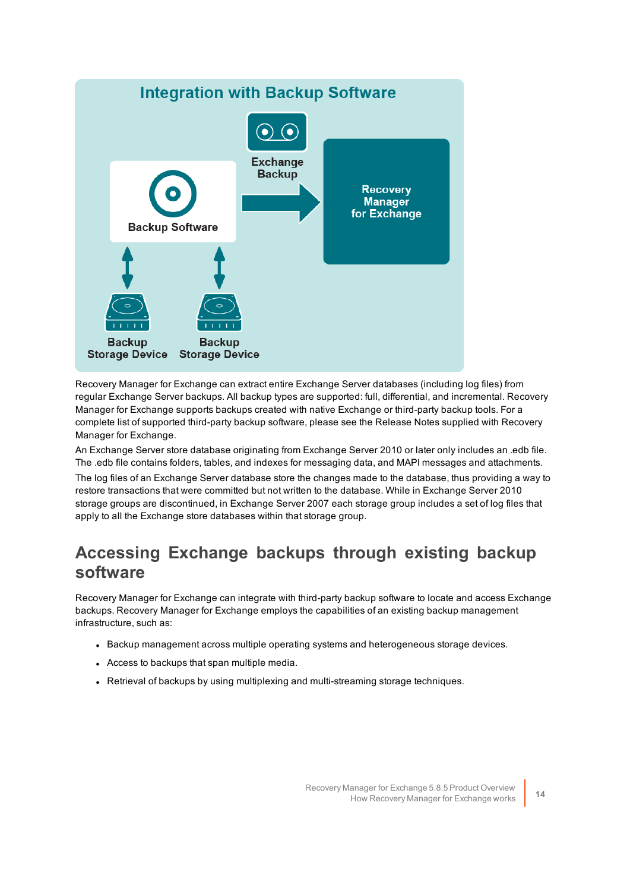Integration with Backup Software

Exchange Backup

Backup Software

Recovery Manager for Exchange

Backup Storage Device

Backup Storage Device

Recovery Manager for Exchange can extract entire Exchange Server databases (including log files) from regular Exchange Server backups. All backup types are supported: full, differential, and incremental. Recovery Manager for Exchange supports backups created with native Exchange or third-party backup tools. For a complete list of supported third-party backup software, please see the Release Notes supplied with Recovery Manager for Exchange.

An Exchange Server store database originating from Exchange Server 2010 or later only includes an .edb file. The .edb file contains folders, tables, and indexes for messaging data, and MAPI messages and attachments.

The log files of an Exchange Server database store the changes made to the database, thus providing a way to restore transactions that were committed but not written to the database. While in Exchange Server 2010 storage groups are discontinued, in Exchange Server 2007 each storage group includes a set of log files that apply to all the Exchange store databases within that storage group.

## Accessing Exchange backups through existing backup software

Recovery Manager for Exchange can integrate with third-party backup software to locate and access Exchange backups. Recovery Manager for Exchange employs the capabilities of an existing backup management infrastructure, such as:

- Backup management across multiple operating systems and heterogeneous storage devices.
- Access to backups that span multiple media.
- Retrieval of backups by using multiplexing and multi-streaming storage techniques.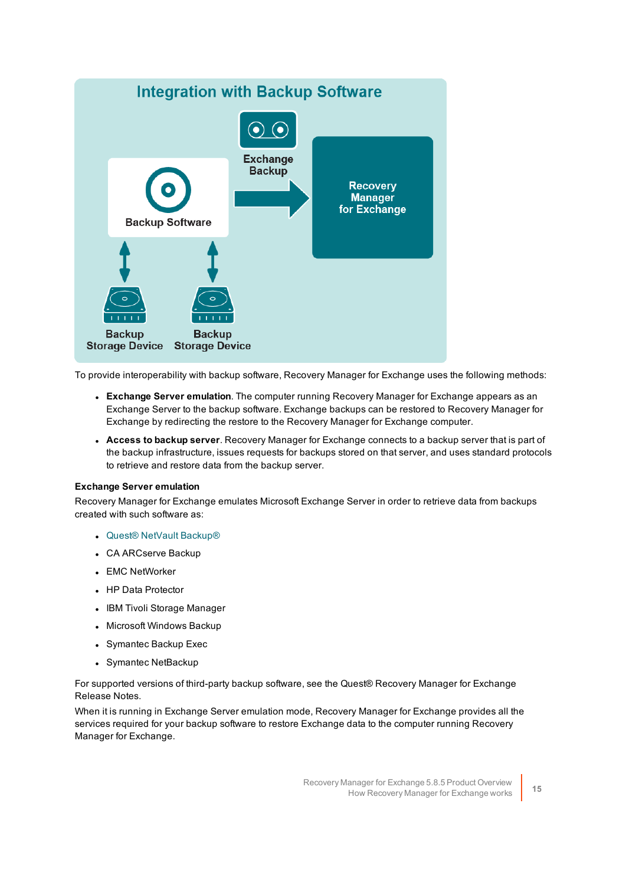To provide interoperability with backup software, Recovery Manager for Exchange uses the following methods:

- **Exchange Server emulation**. The computer running Recovery Manager for Exchange appears as an Exchange Server to the backup software. Exchange backups can be restored to Recovery Manager for Exchange by redirecting the restore to the Recovery Manager for Exchange computer.
- **Access to backup server**. Recovery Manager for Exchange connects to a backup server that is part of the backup infrastructure, issues requests for backups stored on that server, and uses standard protocols to retrieve and restore data from the backup server.

**Exchange Server emulation**

Recovery Manager for Exchange emulates Microsoft Exchange Server in order to retrieve data from backups created with such software as:

- Quest® NetVault Backup®
- CA ARCserve Backup
- EMC NetWorker
- HP Data Protector
- IBM Tivoli Storage Manager
- Microsoft Windows Backup
- Symantec Backup Exec
- Symantec NetBackup

For supported versions of third-party backup software, see the Quest® Recovery Manager for Exchange Release Notes.

When it is running in Exchange Server emulation mode, Recovery Manager for Exchange provides all the services required for your backup software to restore Exchange data to the computer running Recovery Manager for Exchange.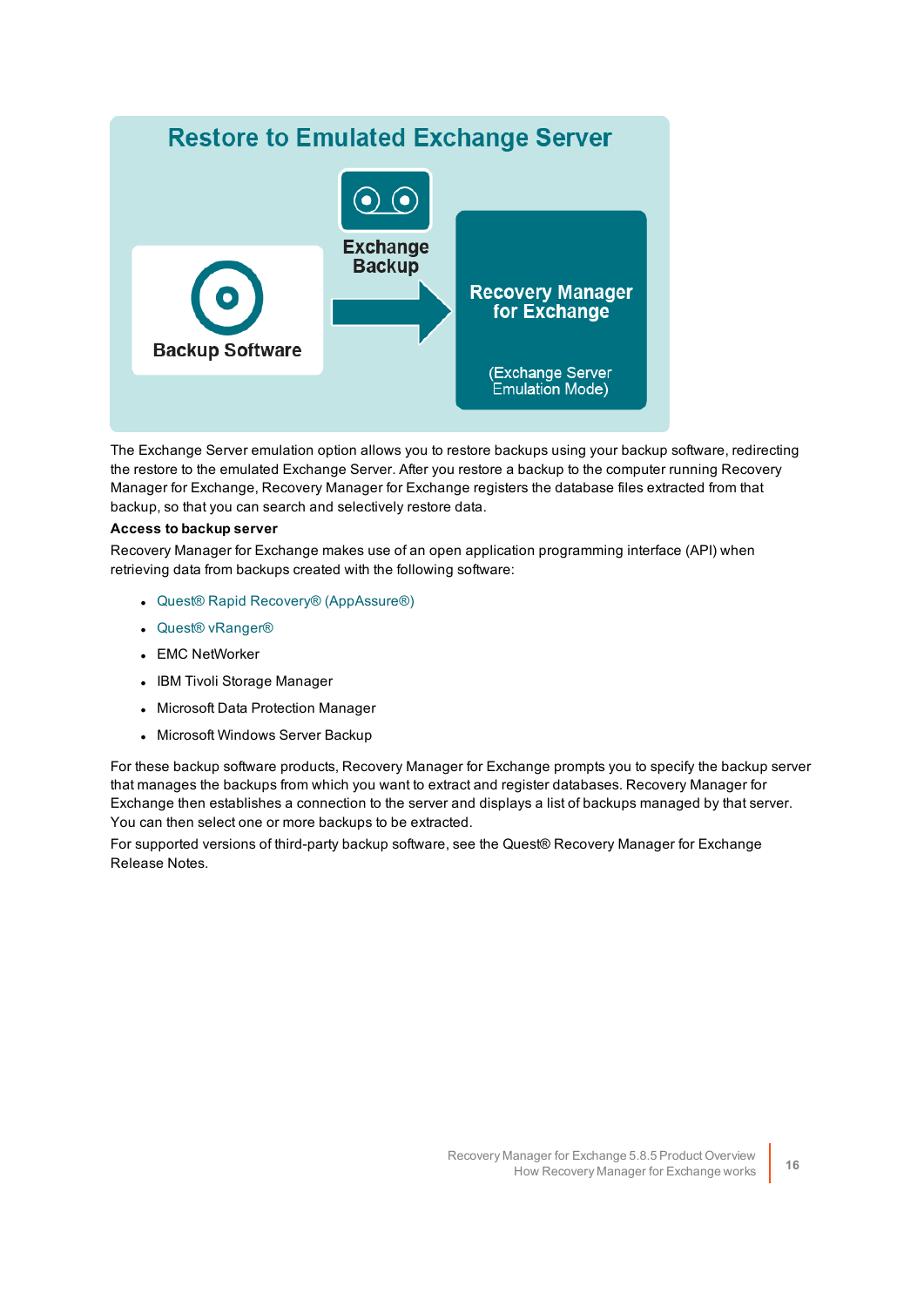## Restore to Emulated Exchange Server

Backup Software

Exchange Backup

Recovery Manager for Exchange

(Exchange Server Emulation Mode)

The Exchange Server emulation option allows you to restore backups using your backup software, redirecting the restore to the emulated Exchange Server. After you restore a backup to the computer running Recovery Manager for Exchange, Recovery Manager for Exchange registers the database files extracted from that backup, so that you can search and selectively restore data.

**Access to backup server**

Recovery Manager for Exchange makes use of an open application programming interface (API) when retrieving data from backups created with the following software:

- Quest® Rapid Recovery® (AppAssure®)
- Quest® vRanger®
- EMC NetWorker
- IBM Tivoli Storage Manager
- Microsoft Data Protection Manager
- Microsoft Windows Server Backup

For these backup software products, Recovery Manager for Exchange prompts you to specify the backup server that manages the backups from which you want to extract and register databases. Recovery Manager for Exchange then establishes a connection to the server and displays a list of backups managed by that server. You can then select one or more backups to be extracted.

For supported versions of third-party backup software, see the Quest® Recovery Manager for Exchange Release Notes.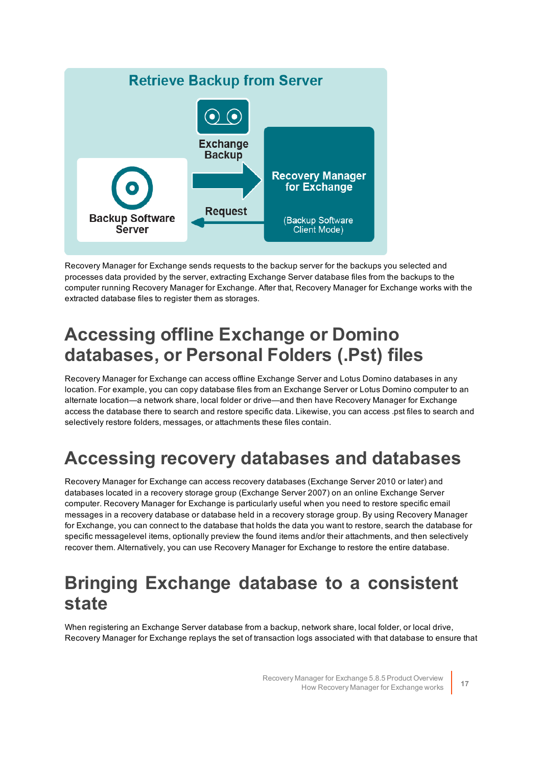Recovery Manager for Exchange sends requests to the backup server for the backups you selected and processes data provided by the server, extracting Exchange Server database files from the backups to the computer running Recovery Manager for Exchange. After that, Recovery Manager for Exchange works with the extracted database files to register them as storages.

# Accessing offline Exchange or Domino databases, or Personal Folders (.Pst) files

Recovery Manager for Exchange can access offline Exchange Server and Lotus Domino databases in any location. For example, you can copy database files from an Exchange Server or Lotus Domino computer to an alternate location—a network share, local folder or drive—and then have Recovery Manager for Exchange access the database there to search and restore specific data. Likewise, you can access .pst files to search and selectively restore folders, messages, or attachments these files contain.

# Accessing recovery databases and databases

Recovery Manager for Exchange can access recovery databases (Exchange Server 2010 or later) and databases located in a recovery storage group (Exchange Server 2007) on an online Exchange Server computer. Recovery Manager for Exchange is particularly useful when you need to restore specific email messages in a recovery database or database held in a recovery storage group. By using Recovery Manager for Exchange, you can connect to the database that holds the data you want to restore, search the database for specific messagelevel items, optionally preview the found items and/or their attachments, and then selectively recover them. Alternatively, you can use Recovery Manager for Exchange to restore the entire database.

# Bringing Exchange database to a consistent state

When registering an Exchange Server database from a backup, network share, local folder, or local drive, Recovery Manager for Exchange replays the set of transaction logs associated with that database to ensure that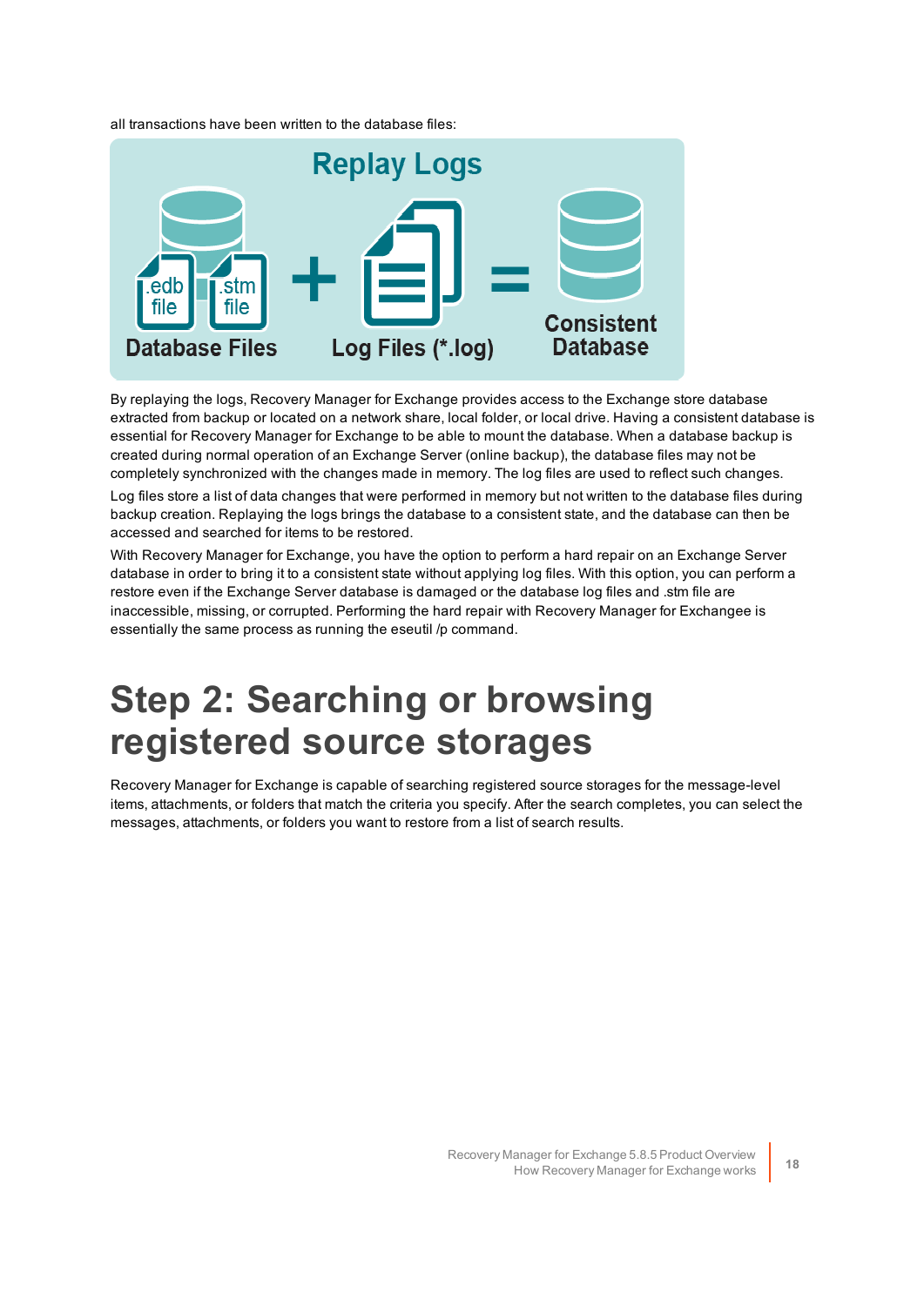all transactions have been written to the database files:

By replaying the logs, Recovery Manager for Exchange provides access to the Exchange store database extracted from backup or located on a network share, local folder, or local drive. Having a consistent database is essential for Recovery Manager for Exchange to be able to mount the database. When a database backup is created during normal operation of an Exchange Server (online backup), the database files may not be completely synchronized with the changes made in memory. The log files are used to reflect such changes.

Log files store a list of data changes that were performed in memory but not written to the database files during backup creation. Replaying the logs brings the database to a consistent state, and the database can then be accessed and searched for items to be restored.

With Recovery Manager for Exchange, you have the option to perform a hard repair on an Exchange Server database in order to bring it to a consistent state without applying log files. With this option, you can perform a restore even if the Exchange Server database is damaged or the database log files and .stm file are inaccessible, missing, or corrupted. Performing the hard repair with Recovery Manager for Exchangee is essentially the same process as running the eseutil /p command.

# Step 2: Searching or browsing registered source storages

Recovery Manager for Exchange is capable of searching registered source storages for the message-level items, attachments, or folders that match the criteria you specify. After the search completes, you can select the messages, attachments, or folders you want to restore from a list of search results.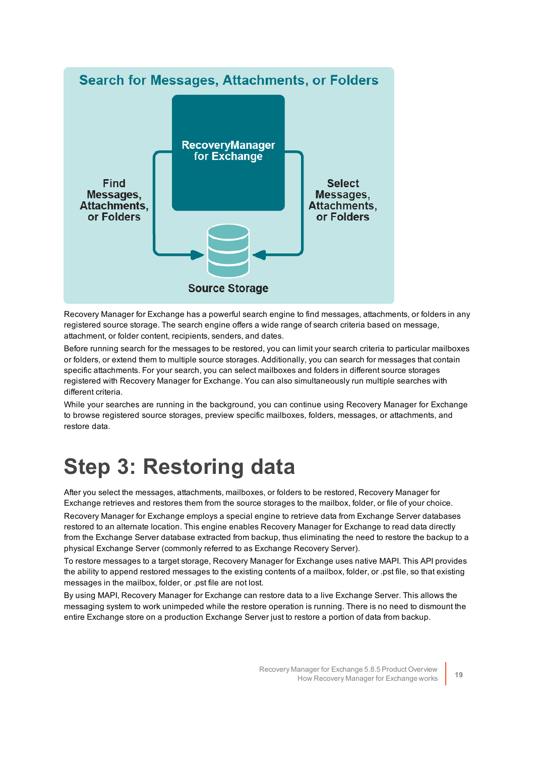Search for Messages, Attachments, or Folders

RecoveryManager for Exchange

Find Messages, Attachments, or Folders

Select Messages, Attachments, or Folders

Source Storage

Recovery Manager for Exchange has a powerful search engine to find messages, attachments, or folders in any registered source storage. The search engine offers a wide range of search criteria based on message, attachment, or folder content, recipients, senders, and dates.

Before running search for the messages to be restored, you can limit your search criteria to particular mailboxes or folders, or extend them to multiple source storages. Additionally, you can search for messages that contain specific attachments. For your search, you can select mailboxes and folders in different source storages registered with Recovery Manager for Exchange. You can also simultaneously run multiple searches with different criteria.

While your searches are running in the background, you can continue using Recovery Manager for Exchange to browse registered source storages, preview specific mailboxes, folders, messages, or attachments, and restore data.

# Step 3: Restoring data

After you select the messages, attachments, mailboxes, or folders to be restored, Recovery Manager for Exchange retrieves and restores them from the source storages to the mailbox, folder, or file of your choice.

Recovery Manager for Exchange employs a special engine to retrieve data from Exchange Server databases restored to an alternate location. This engine enables Recovery Manager for Exchange to read data directly from the Exchange Server database extracted from backup, thus eliminating the need to restore the backup to a physical Exchange Server (commonly referred to as Exchange Recovery Server).

To restore messages to a target storage, Recovery Manager for Exchange uses native MAPI. This API provides the ability to append restored messages to the existing contents of a mailbox, folder, or .pst file, so that existing messages in the mailbox, folder, or .pst file are not lost.

By using MAPI, Recovery Manager for Exchange can restore data to a live Exchange Server. This allows the messaging system to work unimpeded while the restore operation is running. There is no need to dismount the entire Exchange store on a production Exchange Server just to restore a portion of data from backup.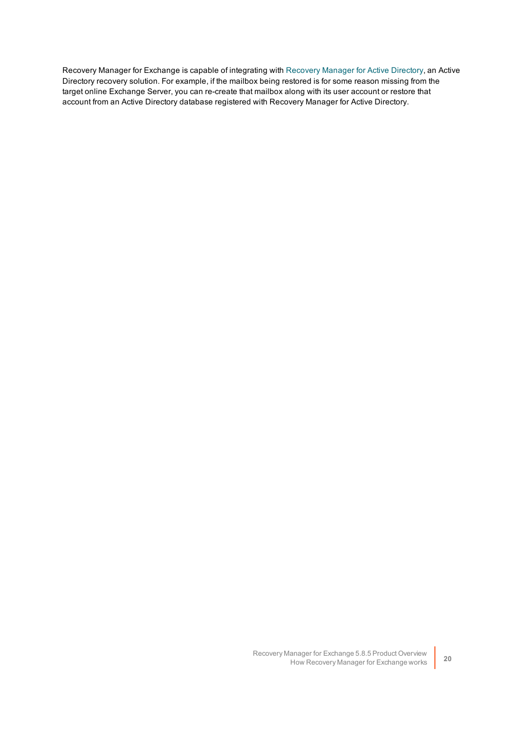Recovery Manager for Exchange is capable of integrating with Recovery Manager for Active Directory, an Active Directory recovery solution. For example, if the mailbox being restored is for some reason missing from the target online Exchange Server, you can re-create that mailbox along with its user account or restore that account from an Active Directory database registered with Recovery Manager for Active Directory.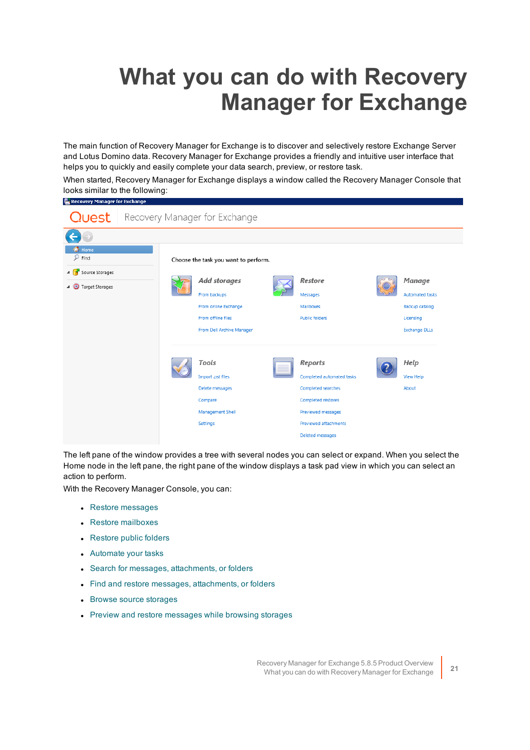# What you can do with Recovery Manager for Exchange

The main function of Recovery Manager for Exchange is to discover and selectively restore Exchange Server and Lotus Domino data. Recovery Manager for Exchange provides a friendly and intuitive user interface that helps you to quickly and easily complete your data search, preview, or restore task.

When started, Recovery Manager for Exchange displays a window called the Recovery Manager Console that looks similar to the following:

The left pane of the window provides a tree with several nodes you can select or expand. When you select the Home node in the left pane, the right pane of the window displays a task pad view in which you can select an action to perform.

With the Recovery Manager Console, you can:

- Restore messages
- Restore mailboxes
- Restore public folders
- Automate your tasks
- Search for messages, attachments, or folders
- Find and restore messages, attachments, or folders
- Browse source storages
- Preview and restore messages while browsing storages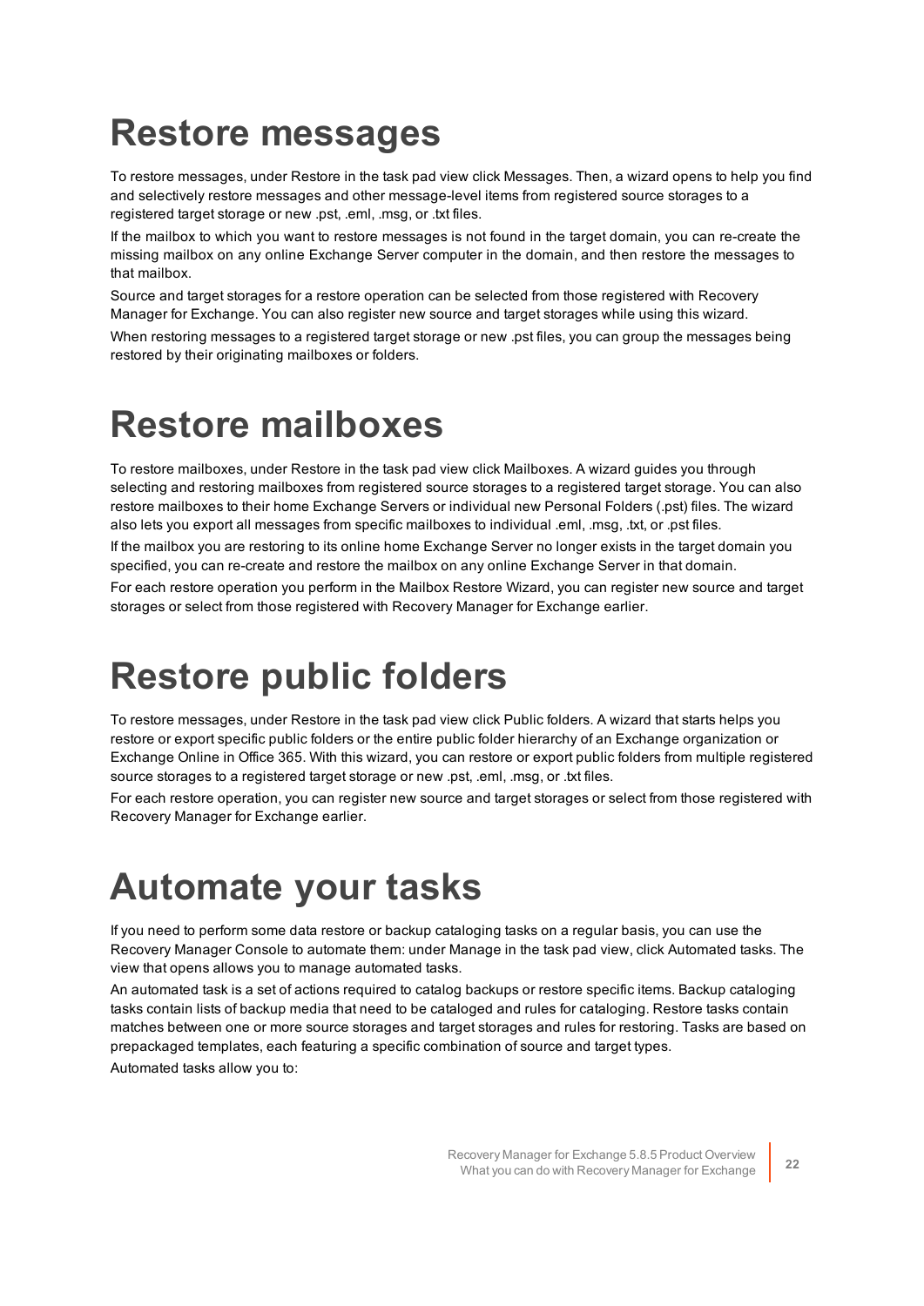# Restore messages

To restore messages, under Restore in the task pad view click Messages. Then, a wizard opens to help you find and selectively restore messages and other message-level items from registered source storages to a registered target storage or new .pst, .eml, .msg, or .txt files.

If the mailbox to which you want to restore messages is not found in the target domain, you can re-create the missing mailbox on any online Exchange Server computer in the domain, and then restore the messages to that mailbox.

Source and target storages for a restore operation can be selected from those registered with Recovery Manager for Exchange. You can also register new source and target storages while using this wizard.

When restoring messages to a registered target storage or new .pst files, you can group the messages being restored by their originating mailboxes or folders.

# Restore mailboxes

To restore mailboxes, under Restore in the task pad view click Mailboxes. A wizard guides you through selecting and restoring mailboxes from registered source storages to a registered target storage. You can also restore mailboxes to their home Exchange Servers or individual new Personal Folders (.pst) files. The wizard also lets you export all messages from specific mailboxes to individual .eml, .msg, .txt, or .pst files.

If the mailbox you are restoring to its online home Exchange Server no longer exists in the target domain you specified, you can re-create and restore the mailbox on any online Exchange Server in that domain.

For each restore operation you perform in the Mailbox Restore Wizard, you can register new source and target storages or select from those registered with Recovery Manager for Exchange earlier.

# Restore public folders

To restore messages, under Restore in the task pad view click Public folders. A wizard that starts helps you restore or export specific public folders or the entire public folder hierarchy of an Exchange organization or Exchange Online in Office 365. With this wizard, you can restore or export public folders from multiple registered source storages to a registered target storage or new .pst, .eml, .msg, or .txt files.

For each restore operation, you can register new source and target storages or select from those registered with Recovery Manager for Exchange earlier.

# Automate your tasks

If you need to perform some data restore or backup cataloging tasks on a regular basis, you can use the Recovery Manager Console to automate them: under Manage in the task pad view, click Automated tasks. The view that opens allows you to manage automated tasks.

An automated task is a set of actions required to catalog backups or restore specific items. Backup cataloging tasks contain lists of backup media that need to be cataloged and rules for cataloging. Restore tasks contain matches between one or more source storages and target storages and rules for restoring. Tasks are based on prepackaged templates, each featuring a specific combination of source and target types.

Automated tasks allow you to: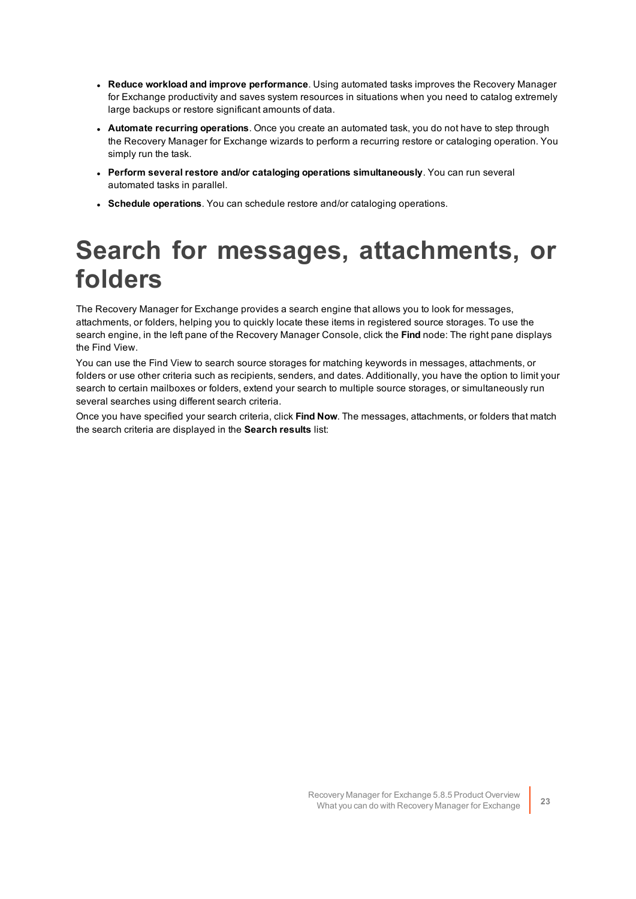- **Reduce workload and improve performance**. Using automated tasks improves the Recovery Manager for Exchange productivity and saves system resources in situations when you need to catalog extremely large backups or restore significant amounts of data.
- **Automate recurring operations**. Once you create an automated task, you do not have to step through the Recovery Manager for Exchange wizards to perform a recurring restore or cataloging operation. You simply run the task.
- **Perform several restore and/or cataloging operations simultaneously**. You can run several automated tasks in parallel.
- **Schedule operations**. You can schedule restore and/or cataloging operations.

# Search for messages, attachments, or folders

The Recovery Manager for Exchange provides a search engine that allows you to look for messages, attachments, or folders, helping you to quickly locate these items in registered source storages. To use the search engine, in the left pane of the Recovery Manager Console, click the **Find** node: The right pane displays the Find View.

You can use the Find View to search source storages for matching keywords in messages, attachments, or folders or use other criteria such as recipients, senders, and dates. Additionally, you have the option to limit your search to certain mailboxes or folders, extend your search to multiple source storages, or simultaneously run several searches using different search criteria.

Once you have specified your search criteria, click **Find Now**. The messages, attachments, or folders that match the search criteria are displayed in the **Search results** list: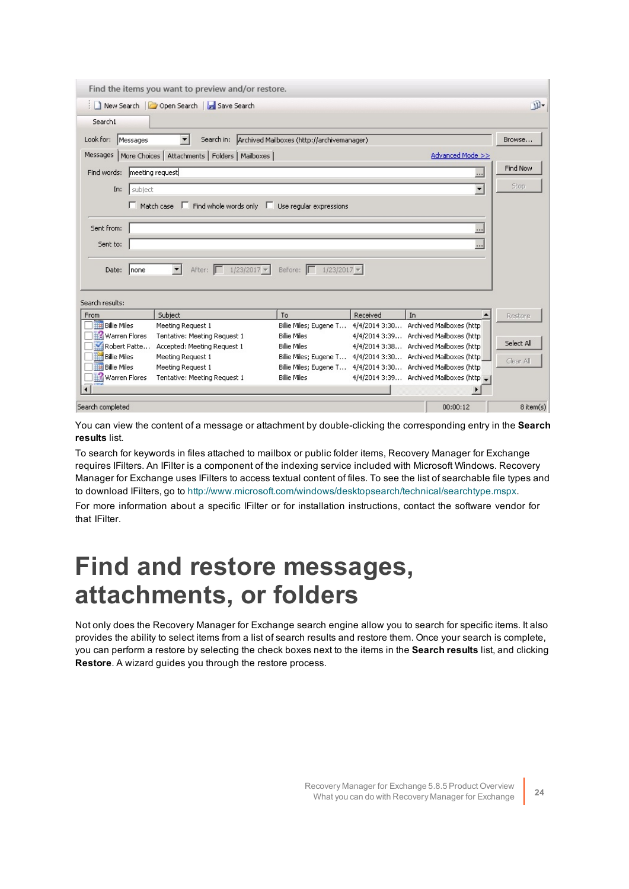You can view the content of a message or attachment by double-clicking the corresponding entry in the **Search results** list.

To search for keywords in files attached to mailbox or public folder items, Recovery Manager for Exchange requires IFilters. An IFilter is a component of the indexing service included with Microsoft Windows. Recovery Manager for Exchange uses IFilters to access textual content of files. To see the list of searchable file types and to download IFilters, go to http://www.microsoft.com/windows/desktopsearch/technical/searchtype.mspx.

For more information about a specific IFilter or for installation instructions, contact the software vendor for that IFilter.

# Find and restore messages, attachments, or folders

Not only does the Recovery Manager for Exchange search engine allow you to search for specific items. It also provides the ability to select items from a list of search results and restore them. Once your search is complete, you can perform a restore by selecting the check boxes next to the items in the **Search results** list, and clicking **Restore**. A wizard guides you through the restore process.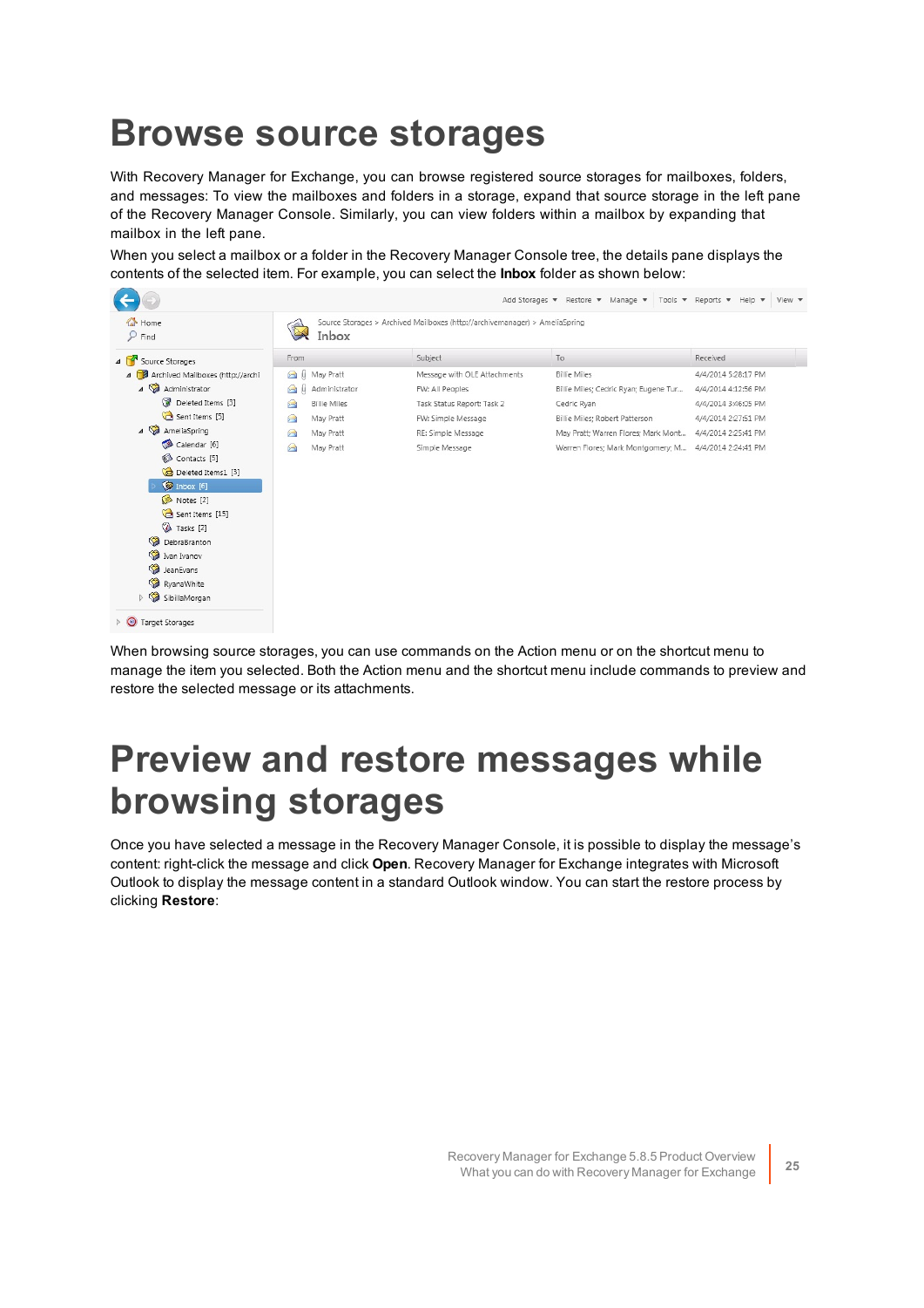# Browse source storages

With Recovery Manager for Exchange, you can browse registered source storages for mailboxes, folders, and messages: To view the mailboxes and folders in a storage, expand that source storage in the left pane of the Recovery Manager Console. Similarly, you can view folders within a mailbox by expanding that mailbox in the left pane.

When you select a mailbox or a folder in the Recovery Manager Console tree, the details pane displays the contents of the selected item. For example, you can select the **Inbox** folder as shown below:

When browsing source storages, you can use commands on the Action menu or on the shortcut menu to manage the item you selected. Both the Action menu and the shortcut menu include commands to preview and restore the selected message or its attachments.

# Preview and restore messages while browsing storages

Once you have selected a message in the Recovery Manager Console, it is possible to display the message's content: right-click the message and click **Open**. Recovery Manager for Exchange integrates with Microsoft Outlook to display the message content in a standard Outlook window. You can start the restore process by clicking **Restore**: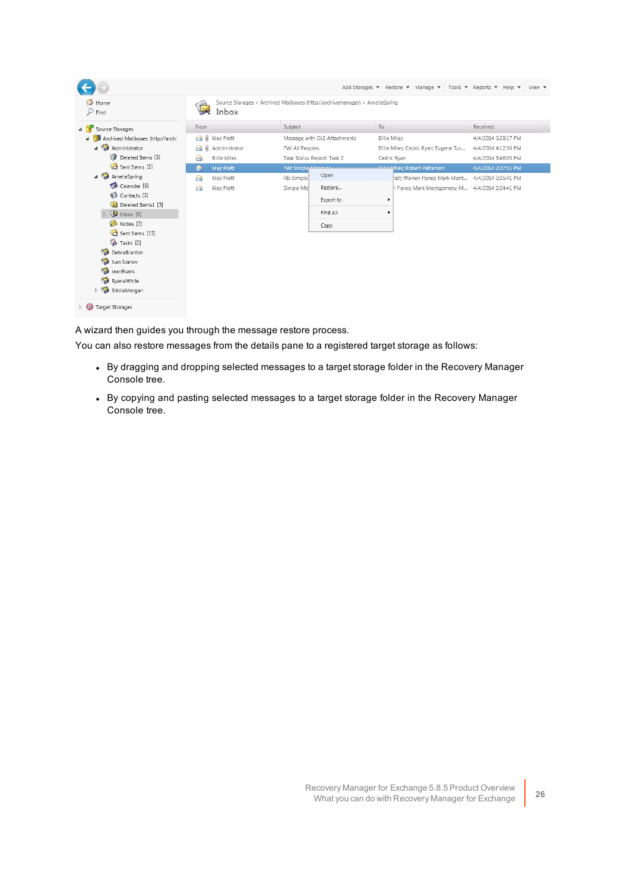A wizard then guides you through the message restore process.

You can also restore messages from the details pane to a registered target storage as follows:

- By dragging and dropping selected messages to a target storage folder in the Recovery Manager Console tree.
- By copying and pasting selected messages to a target storage folder in the Recovery Manager Console tree.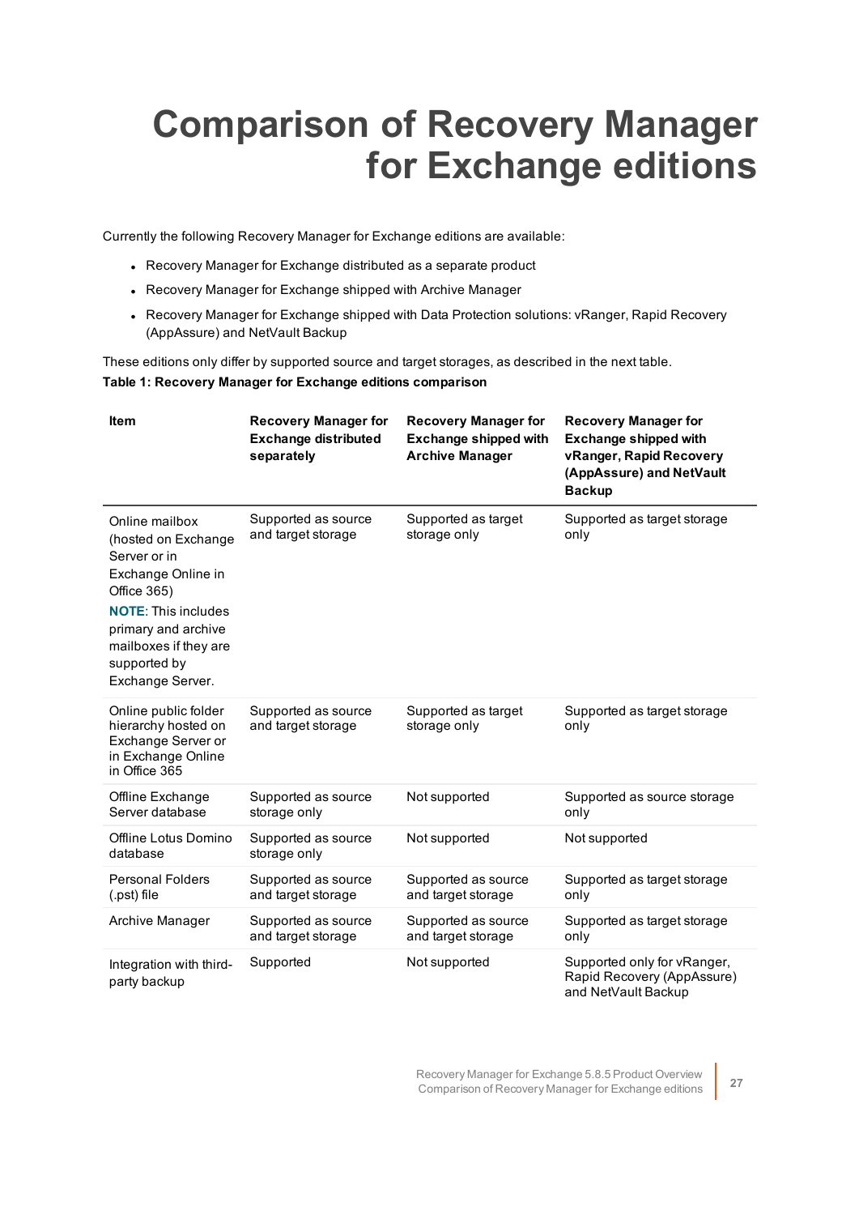# Comparison of Recovery Manager for Exchange editions

Currently the following Recovery Manager for Exchange editions are available:

- Recovery Manager for Exchange distributed as a separate product
- Recovery Manager for Exchange shipped with Archive Manager
- Recovery Manager for Exchange shipped with Data Protection solutions: vRanger, Rapid Recovery (AppAssure) and NetVault Backup

These editions only differ by supported source and target storages, as described in the next table.

**Table 1: Recovery Manager for Exchange editions comparison**

| Item | Recovery Manager for Exchange distributed separately | Recovery Manager for Exchange shipped with Archive Manager | Recovery Manager for Exchange shipped with vRanger, Rapid Recovery (AppAssure) and NetVault Backup |
|---|---|---|---|
| Online mailbox (hosted on Exchange Server or in Exchange Online in Office 365) **NOTE**: This includes primary and archive mailboxes if they are supported by Exchange Server. | Supported as source and target storage | Supported as target storage only | Supported as target storage only |
| Online public folder hierarchy hosted on Exchange Server or in Exchange Online in Office 365 | Supported as source and target storage | Supported as target storage only | Supported as target storage only |
| Offline Exchange Server database | Supported as source storage only | Not supported | Supported as source storage only |
| Offline Lotus Domino database | Supported as source storage only | Not supported | Not supported |
| Personal Folders (.pst) file | Supported as source and target storage | Supported as source and target storage | Supported as target storage only |
| Archive Manager | Supported as source and target storage | Supported as source and target storage | Supported as target storage only |
| Integration with third-party backup | Supported | Not supported | Supported only for vRanger, Rapid Recovery (AppAssure) and NetVault Backup |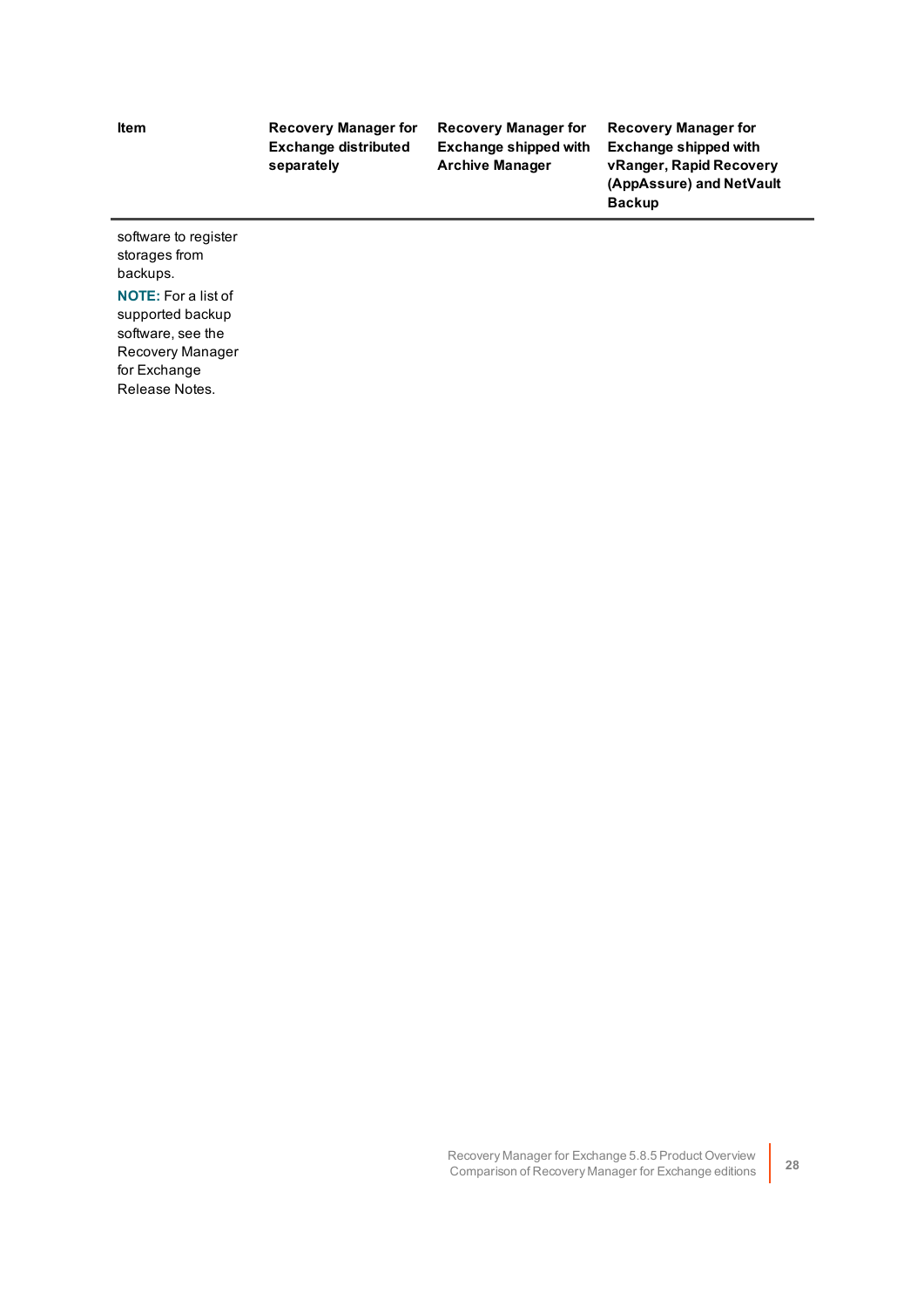| Item | Recovery Manager for Exchange distributed separately | Recovery Manager for Exchange shipped with Archive Manager | Recovery Manager for Exchange shipped with vRanger, Rapid Recovery (AppAssure) and NetVault Backup |
| --- | --- | --- | --- |
| software to register storages from backups.<br>**NOTE:** For a list of supported backup software, see the Recovery Manager for Exchange Release Notes. | | | |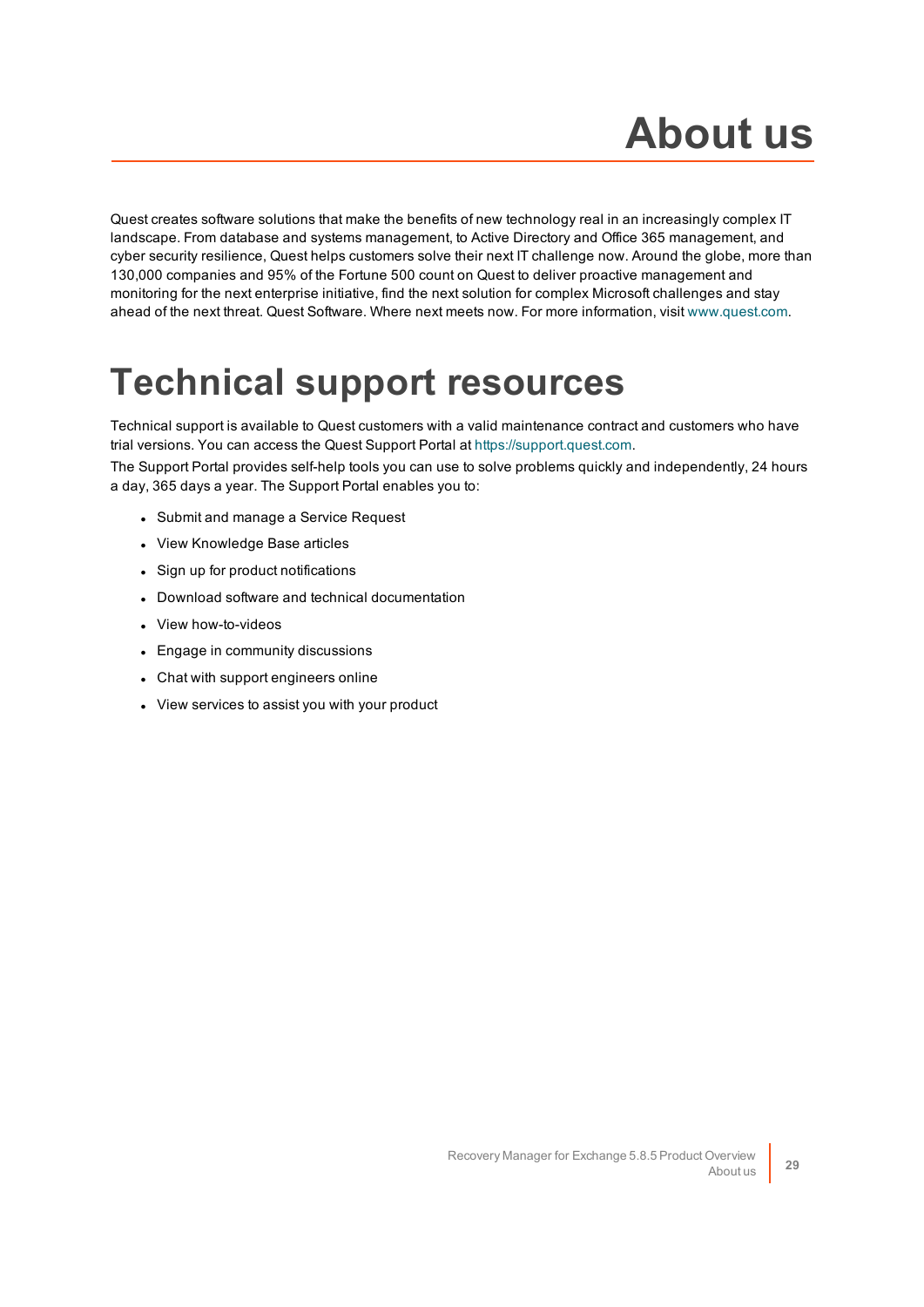# About us

Quest creates software solutions that make the benefits of new technology real in an increasingly complex IT landscape. From database and systems management, to Active Directory and Office 365 management, and cyber security resilience, Quest helps customers solve their next IT challenge now. Around the globe, more than 130,000 companies and 95% of the Fortune 500 count on Quest to deliver proactive management and monitoring for the next enterprise initiative, find the next solution for complex Microsoft challenges and stay ahead of the next threat. Quest Software. Where next meets now. For more information, visit www.quest.com.

# Technical support resources

Technical support is available to Quest customers with a valid maintenance contract and customers who have trial versions. You can access the Quest Support Portal at https://support.quest.com.

The Support Portal provides self-help tools you can use to solve problems quickly and independently, 24 hours a day, 365 days a year. The Support Portal enables you to:

- Submit and manage a Service Request
- View Knowledge Base articles
- Sign up for product notifications
- Download software and technical documentation
- View how-to-videos
- Engage in community discussions
- Chat with support engineers online
- View services to assist you with your product